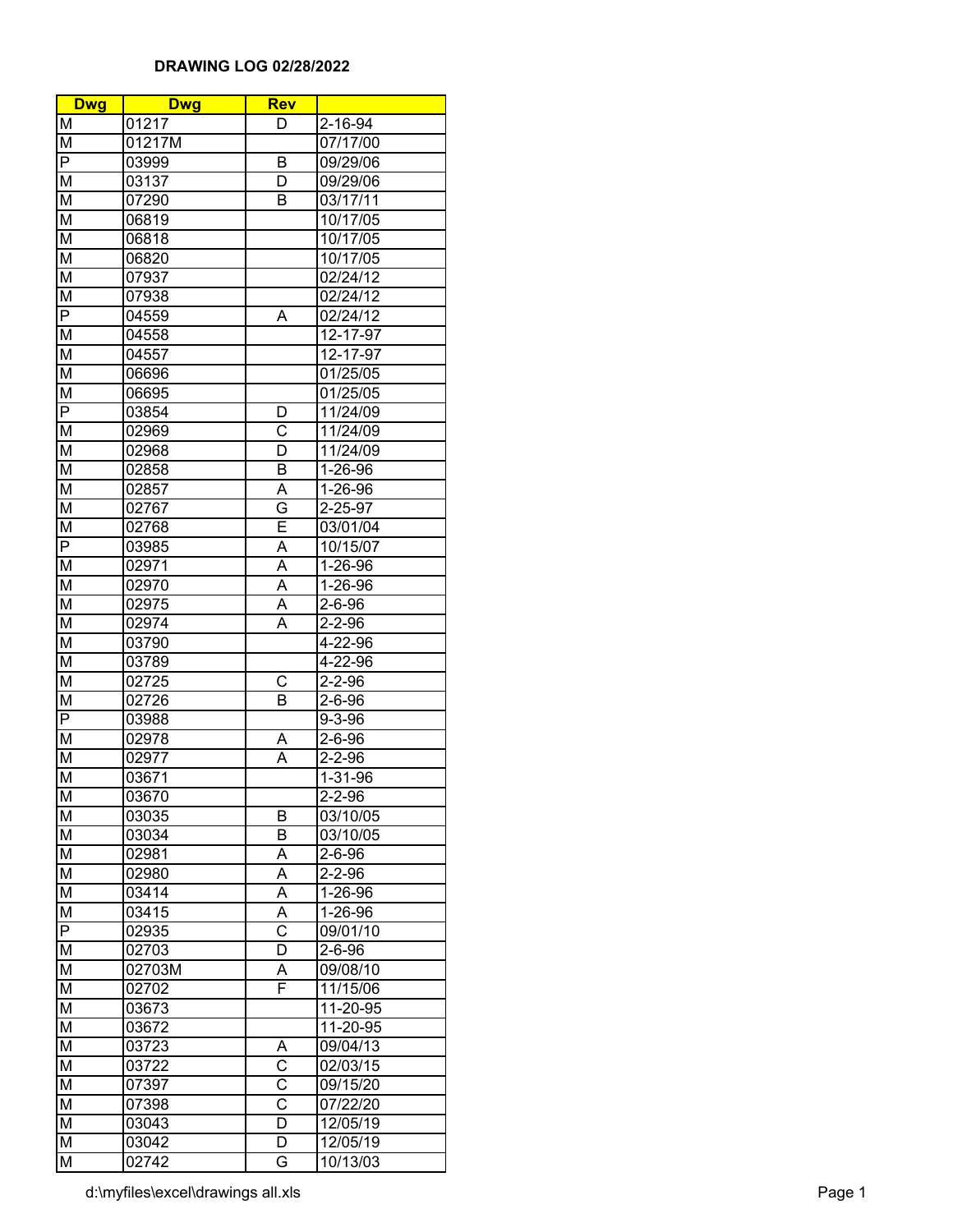**DRAWING LOG 02/28/2022**

| Dwg | Dwg | Rev | |
|---|---|---|---|
| M | 01217 | D | 2-16-94 |
| M | 01217M | | 07/17/00 |
| P | 03999 | B | 09/29/06 |
| M | 03137 | D | 09/29/06 |
| M | 07290 | B | 03/17/11 |
| M | 06819 | | 10/17/05 |
| M | 06818 | | 10/17/05 |
| M | 06820 | | 10/17/05 |
| M | 07937 | | 02/24/12 |
| M | 07938 | | 02/24/12 |
| P | 04559 | A | 02/24/12 |
| M | 04558 | | 12-17-97 |
| M | 04557 | | 12-17-97 |
| M | 06696 | | 01/25/05 |
| M | 06695 | | 01/25/05 |
| P | 03854 | D | 11/24/09 |
| M | 02969 | C | 11/24/09 |
| M | 02968 | D | 11/24/09 |
| M | 02858 | B | 1-26-96 |
| M | 02857 | A | 1-26-96 |
| M | 02767 | G | 2-25-97 |
| M | 02768 | E | 03/01/04 |
| P | 03985 | A | 10/15/07 |
| M | 02971 | A | 1-26-96 |
| M | 02970 | A | 1-26-96 |
| M | 02975 | A | 2-6-96 |
| M | 02974 | A | 2-2-96 |
| M | 03790 | | 4-22-96 |
| M | 03789 | | 4-22-96 |
| M | 02725 | C | 2-2-96 |
| M | 02726 | B | 2-6-96 |
| P | 03988 | | 9-3-96 |
| M | 02978 | A | 2-6-96 |
| M | 02977 | A | 2-2-96 |
| M | 03671 | | 1-31-96 |
| M | 03670 | | 2-2-96 |
| M | 03035 | B | 03/10/05 |
| M | 03034 | B | 03/10/05 |
| M | 02981 | A | 2-6-96 |
| M | 02980 | A | 2-2-96 |
| M | 03414 | A | 1-26-96 |
| M | 03415 | A | 1-26-96 |
| P | 02935 | C | 09/01/10 |
| M | 02703 | D | 2-6-96 |
| M | 02703M | A | 09/08/10 |
| M | 02702 | F | 11/15/06 |
| M | 03673 | | 11-20-95 |
| M | 03672 | | 11-20-95 |
| M | 03723 | A | 09/04/13 |
| M | 03722 | C | 02/03/15 |
| M | 07397 | C | 09/15/20 |
| M | 07398 | C | 07/22/20 |
| M | 03043 | D | 12/05/19 |
| M | 03042 | D | 12/05/19 |
| M | 02742 | G | 10/13/03 |

d:\myfiles\excel\drawings all.xls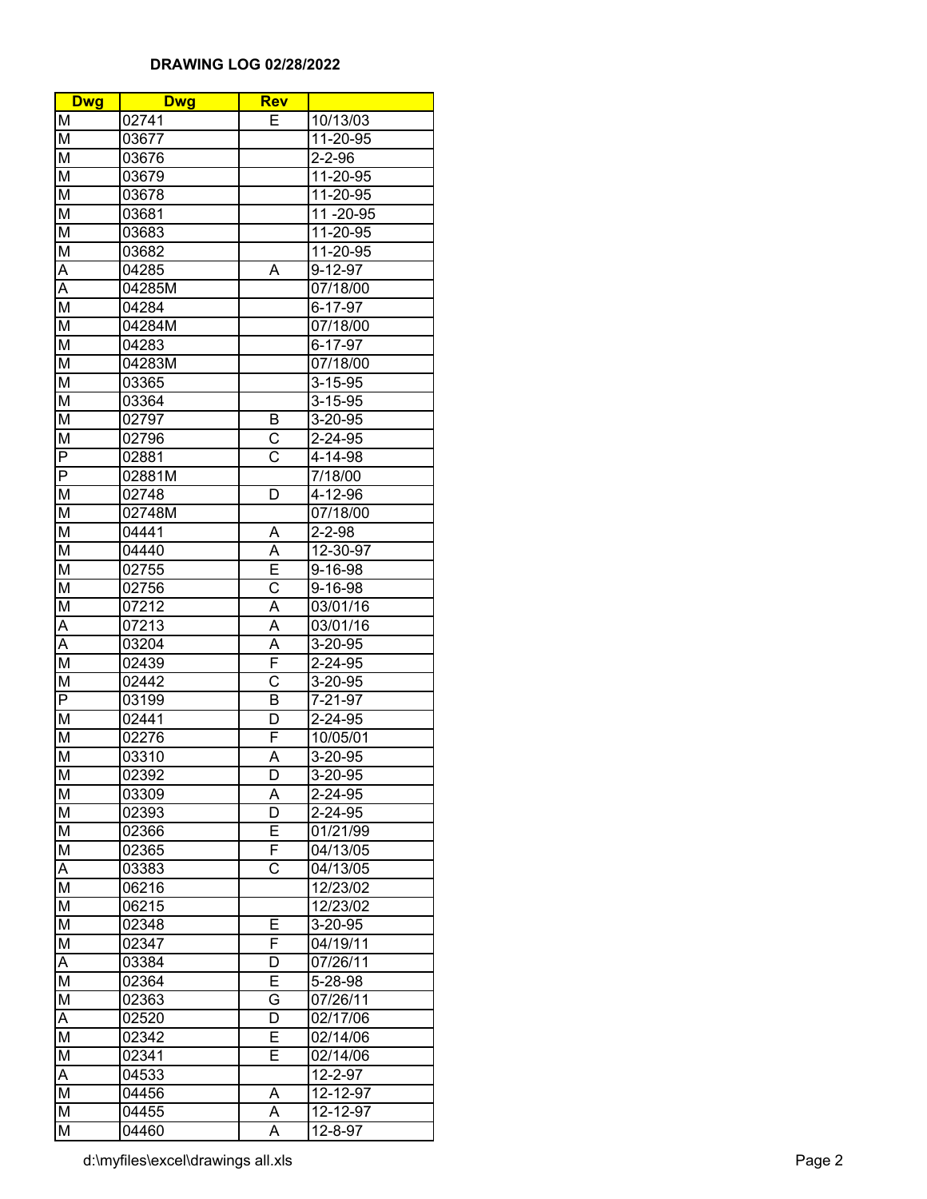**DRAWING LOG 02/28/2022**

| Dwg | Dwg | Rev | |
|---|---|---|---|
| M | 02741 | E | 10/13/03 |
| M | 03677 | | 11-20-95 |
| M | 03676 | | 2-2-96 |
| M | 03679 | | 11-20-95 |
| M | 03678 | | 11-20-95 |
| M | 03681 | | 11 -20-95 |
| M | 03683 | | 11-20-95 |
| M | 03682 | | 11-20-95 |
| A | 04285 | A | 9-12-97 |
| A | 04285M | | 07/18/00 |
| M | 04284 | | 6-17-97 |
| M | 04284M | | 07/18/00 |
| M | 04283 | | 6-17-97 |
| M | 04283M | | 07/18/00 |
| M | 03365 | | 3-15-95 |
| M | 03364 | | 3-15-95 |
| M | 02797 | B | 3-20-95 |
| M | 02796 | C | 2-24-95 |
| P | 02881 | C | 4-14-98 |
| P | 02881M | | 7/18/00 |
| M | 02748 | D | 4-12-96 |
| M | 02748M | | 07/18/00 |
| M | 04441 | A | 2-2-98 |
| M | 04440 | A | 12-30-97 |
| M | 02755 | E | 9-16-98 |
| M | 02756 | C | 9-16-98 |
| M | 07212 | A | 03/01/16 |
| A | 07213 | A | 03/01/16 |
| A | 03204 | A | 3-20-95 |
| M | 02439 | F | 2-24-95 |
| M | 02442 | C | 3-20-95 |
| P | 03199 | B | 7-21-97 |
| M | 02441 | D | 2-24-95 |
| M | 02276 | F | 10/05/01 |
| M | 03310 | A | 3-20-95 |
| M | 02392 | D | 3-20-95 |
| M | 03309 | A | 2-24-95 |
| M | 02393 | D | 2-24-95 |
| M | 02366 | E | 01/21/99 |
| M | 02365 | F | 04/13/05 |
| A | 03383 | C | 04/13/05 |
| M | 06216 | | 12/23/02 |
| M | 06215 | | 12/23/02 |
| M | 02348 | E | 3-20-95 |
| M | 02347 | F | 04/19/11 |
| A | 03384 | D | 07/26/11 |
| M | 02364 | E | 5-28-98 |
| M | 02363 | G | 07/26/11 |
| A | 02520 | D | 02/17/06 |
| M | 02342 | E | 02/14/06 |
| M | 02341 | E | 02/14/06 |
| A | 04533 | | 12-2-97 |
| M | 04456 | A | 12-12-97 |
| M | 04455 | A | 12-12-97 |
| M | 04460 | A | 12-8-97 |

d:\myfiles\excel\drawings all.xls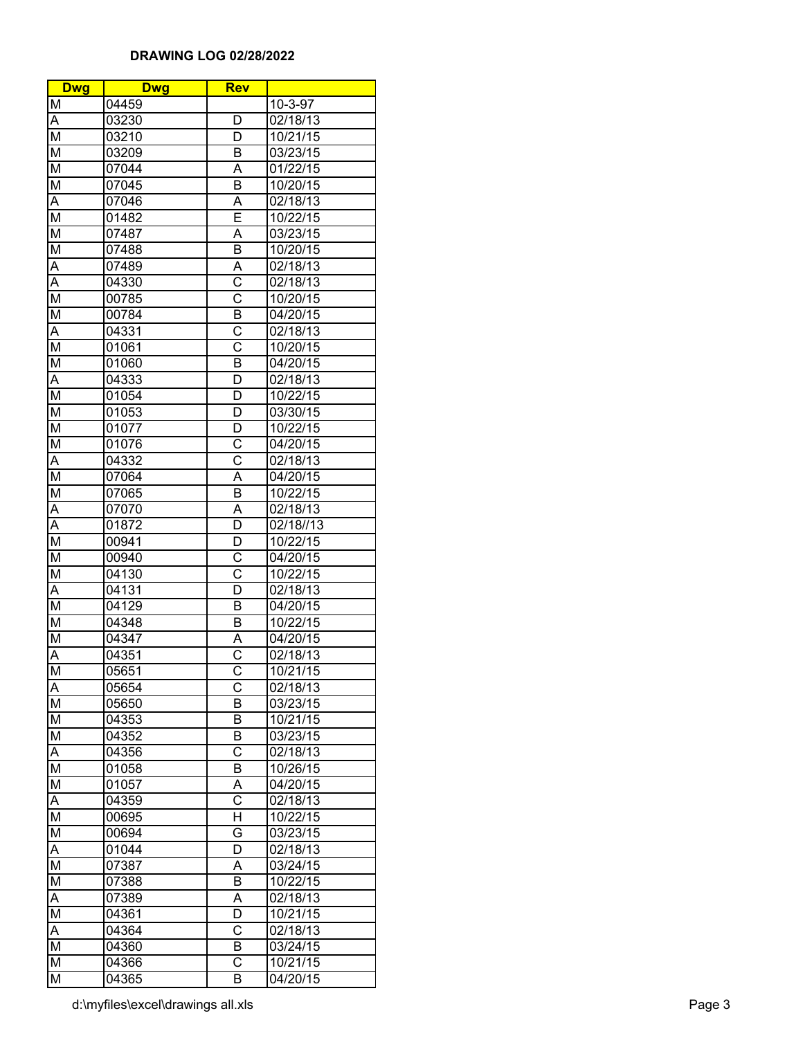**DRAWING LOG 02/28/2022**

| Dwg | Dwg | Rev | |
|---|---|---|---|
| M | 04459 | | 10-3-97 |
| A | 03230 | D | 02/18/13 |
| M | 03210 | D | 10/21/15 |
| M | 03209 | B | 03/23/15 |
| M | 07044 | A | 01/22/15 |
| M | 07045 | B | 10/20/15 |
| A | 07046 | A | 02/18/13 |
| M | 01482 | E | 10/22/15 |
| M | 07487 | A | 03/23/15 |
| M | 07488 | B | 10/20/15 |
| A | 07489 | A | 02/18/13 |
| A | 04330 | C | 02/18/13 |
| M | 00785 | C | 10/20/15 |
| M | 00784 | B | 04/20/15 |
| A | 04331 | C | 02/18/13 |
| M | 01061 | C | 10/20/15 |
| M | 01060 | B | 04/20/15 |
| A | 04333 | D | 02/18/13 |
| M | 01054 | D | 10/22/15 |
| M | 01053 | D | 03/30/15 |
| M | 01077 | D | 10/22/15 |
| M | 01076 | C | 04/20/15 |
| A | 04332 | C | 02/18/13 |
| M | 07064 | A | 04/20/15 |
| M | 07065 | B | 10/22/15 |
| A | 07070 | A | 02/18/13 |
| A | 01872 | D | 02/18//13 |
| M | 00941 | D | 10/22/15 |
| M | 00940 | C | 04/20/15 |
| M | 04130 | C | 10/22/15 |
| A | 04131 | D | 02/18/13 |
| M | 04129 | B | 04/20/15 |
| M | 04348 | B | 10/22/15 |
| M | 04347 | A | 04/20/15 |
| A | 04351 | C | 02/18/13 |
| M | 05651 | C | 10/21/15 |
| A | 05654 | C | 02/18/13 |
| M | 05650 | B | 03/23/15 |
| M | 04353 | B | 10/21/15 |
| M | 04352 | B | 03/23/15 |
| A | 04356 | C | 02/18/13 |
| M | 01058 | B | 10/26/15 |
| M | 01057 | A | 04/20/15 |
| A | 04359 | C | 02/18/13 |
| M | 00695 | H | 10/22/15 |
| M | 00694 | G | 03/23/15 |
| A | 01044 | D | 02/18/13 |
| M | 07387 | A | 03/24/15 |
| M | 07388 | B | 10/22/15 |
| A | 07389 | A | 02/18/13 |
| M | 04361 | D | 10/21/15 |
| A | 04364 | C | 02/18/13 |
| M | 04360 | B | 03/24/15 |
| M | 04366 | C | 10/21/15 |
| M | 04365 | B | 04/20/15 |

d:\myfiles\excel\drawings all.xls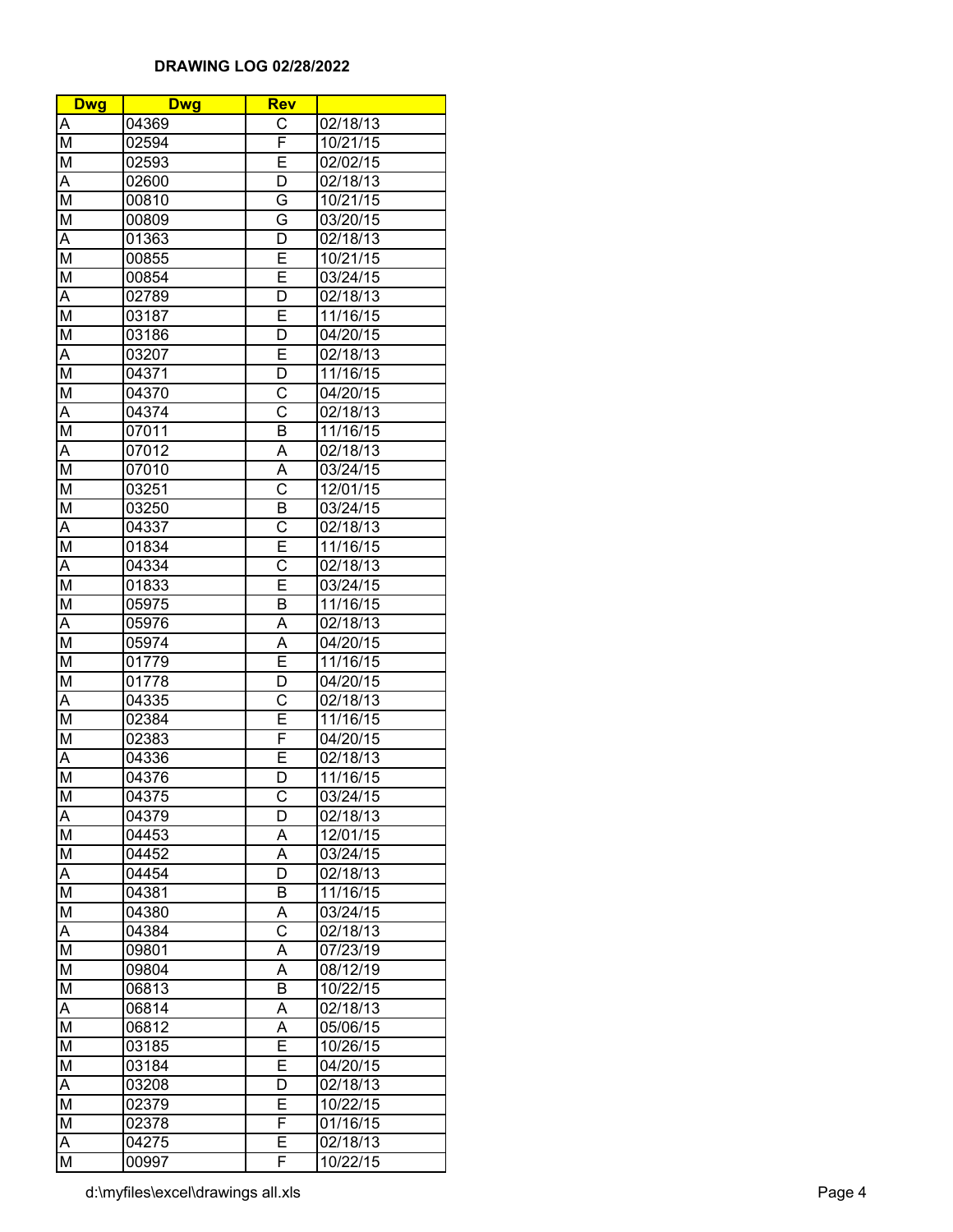**DRAWING LOG 02/28/2022**

| Dwg | Dwg | Rev | |
|---|---|---|---|
| A | 04369 | C | 02/18/13 |
| M | 02594 | F | 10/21/15 |
| M | 02593 | E | 02/02/15 |
| A | 02600 | D | 02/18/13 |
| M | 00810 | G | 10/21/15 |
| M | 00809 | G | 03/20/15 |
| A | 01363 | D | 02/18/13 |
| M | 00855 | E | 10/21/15 |
| M | 00854 | E | 03/24/15 |
| A | 02789 | D | 02/18/13 |
| M | 03187 | E | 11/16/15 |
| M | 03186 | D | 04/20/15 |
| A | 03207 | E | 02/18/13 |
| M | 04371 | D | 11/16/15 |
| M | 04370 | C | 04/20/15 |
| A | 04374 | C | 02/18/13 |
| M | 07011 | B | 11/16/15 |
| A | 07012 | A | 02/18/13 |
| M | 07010 | A | 03/24/15 |
| M | 03251 | C | 12/01/15 |
| M | 03250 | B | 03/24/15 |
| A | 04337 | C | 02/18/13 |
| M | 01834 | E | 11/16/15 |
| A | 04334 | C | 02/18/13 |
| M | 01833 | E | 03/24/15 |
| M | 05975 | B | 11/16/15 |
| A | 05976 | A | 02/18/13 |
| M | 05974 | A | 04/20/15 |
| M | 01779 | E | 11/16/15 |
| M | 01778 | D | 04/20/15 |
| A | 04335 | C | 02/18/13 |
| M | 02384 | E | 11/16/15 |
| M | 02383 | F | 04/20/15 |
| A | 04336 | E | 02/18/13 |
| M | 04376 | D | 11/16/15 |
| M | 04375 | C | 03/24/15 |
| A | 04379 | D | 02/18/13 |
| M | 04453 | A | 12/01/15 |
| M | 04452 | A | 03/24/15 |
| A | 04454 | D | 02/18/13 |
| M | 04381 | B | 11/16/15 |
| M | 04380 | A | 03/24/15 |
| A | 04384 | C | 02/18/13 |
| M | 09801 | A | 07/23/19 |
| M | 09804 | A | 08/12/19 |
| M | 06813 | B | 10/22/15 |
| A | 06814 | A | 02/18/13 |
| M | 06812 | A | 05/06/15 |
| M | 03185 | E | 10/26/15 |
| M | 03184 | E | 04/20/15 |
| A | 03208 | D | 02/18/13 |
| M | 02379 | E | 10/22/15 |
| M | 02378 | F | 01/16/15 |
| A | 04275 | E | 02/18/13 |
| M | 00997 | F | 10/22/15 |

d:\myfiles\excel\drawings all.xls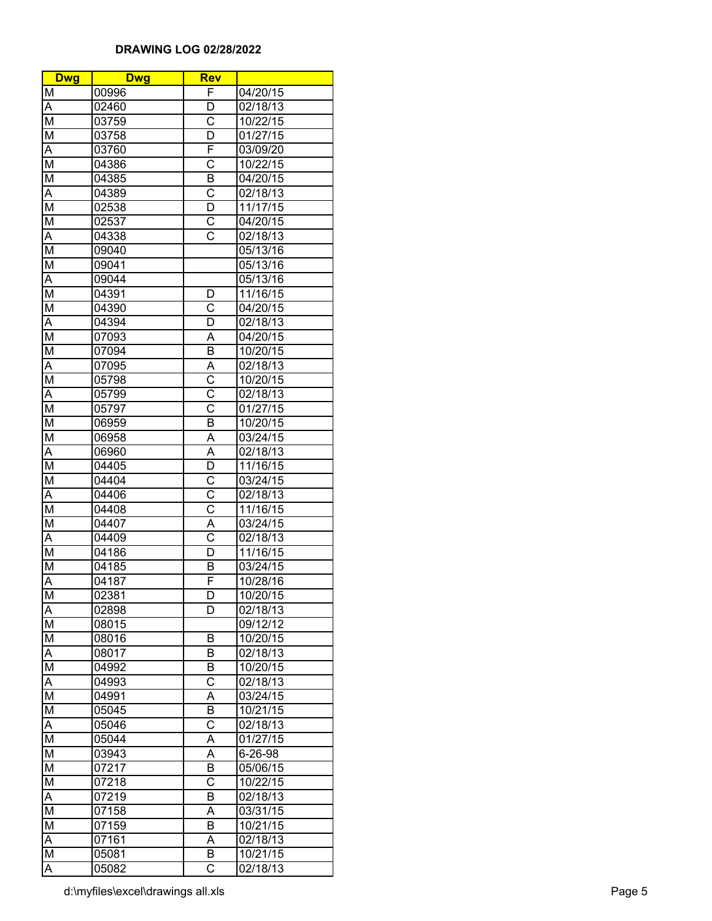**DRAWING LOG 02/28/2022**

| Dwg | Dwg | Rev | |
|---|---|---|---|
| M | 00996 | F | 04/20/15 |
| A | 02460 | D | 02/18/13 |
| M | 03759 | C | 10/22/15 |
| M | 03758 | D | 01/27/15 |
| A | 03760 | F | 03/09/20 |
| M | 04386 | C | 10/22/15 |
| M | 04385 | B | 04/20/15 |
| A | 04389 | C | 02/18/13 |
| M | 02538 | D | 11/17/15 |
| M | 02537 | C | 04/20/15 |
| A | 04338 | C | 02/18/13 |
| M | 09040 | | 05/13/16 |
| M | 09041 | | 05/13/16 |
| A | 09044 | | 05/13/16 |
| M | 04391 | D | 11/16/15 |
| M | 04390 | C | 04/20/15 |
| A | 04394 | D | 02/18/13 |
| M | 07093 | A | 04/20/15 |
| M | 07094 | B | 10/20/15 |
| A | 07095 | A | 02/18/13 |
| M | 05798 | C | 10/20/15 |
| A | 05799 | C | 02/18/13 |
| M | 05797 | C | 01/27/15 |
| M | 06959 | B | 10/20/15 |
| M | 06958 | A | 03/24/15 |
| A | 06960 | A | 02/18/13 |
| M | 04405 | D | 11/16/15 |
| M | 04404 | C | 03/24/15 |
| A | 04406 | C | 02/18/13 |
| M | 04408 | C | 11/16/15 |
| M | 04407 | A | 03/24/15 |
| A | 04409 | C | 02/18/13 |
| M | 04186 | D | 11/16/15 |
| M | 04185 | B | 03/24/15 |
| A | 04187 | F | 10/28/16 |
| M | 02381 | D | 10/20/15 |
| A | 02898 | D | 02/18/13 |
| M | 08015 | | 09/12/12 |
| M | 08016 | B | 10/20/15 |
| A | 08017 | B | 02/18/13 |
| M | 04992 | B | 10/20/15 |
| A | 04993 | C | 02/18/13 |
| M | 04991 | A | 03/24/15 |
| M | 05045 | B | 10/21/15 |
| A | 05046 | C | 02/18/13 |
| M | 05044 | A | 01/27/15 |
| M | 03943 | A | 6-26-98 |
| M | 07217 | B | 05/06/15 |
| M | 07218 | C | 10/22/15 |
| A | 07219 | B | 02/18/13 |
| M | 07158 | A | 03/31/15 |
| M | 07159 | B | 10/21/15 |
| A | 07161 | A | 02/18/13 |
| M | 05081 | B | 10/21/15 |
| A | 05082 | C | 02/18/13 |

d:\myfiles\excel\drawings all.xls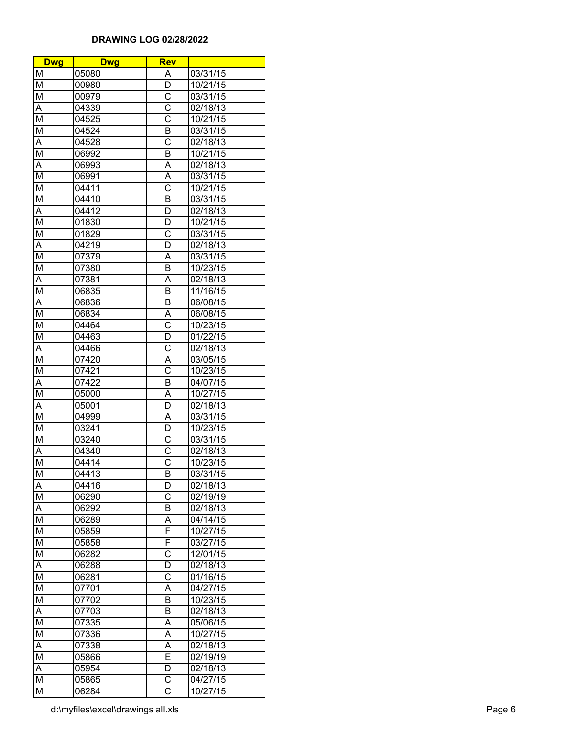**DRAWING LOG 02/28/2022**

| Dwg | Dwg | Rev | |
|---|---|---|---|
| M | 05080 | A | 03/31/15 |
| M | 00980 | D | 10/21/15 |
| M | 00979 | C | 03/31/15 |
| A | 04339 | C | 02/18/13 |
| M | 04525 | C | 10/21/15 |
| M | 04524 | B | 03/31/15 |
| A | 04528 | C | 02/18/13 |
| M | 06992 | B | 10/21/15 |
| A | 06993 | A | 02/18/13 |
| M | 06991 | A | 03/31/15 |
| M | 04411 | C | 10/21/15 |
| M | 04410 | B | 03/31/15 |
| A | 04412 | D | 02/18/13 |
| M | 01830 | D | 10/21/15 |
| M | 01829 | C | 03/31/15 |
| A | 04219 | D | 02/18/13 |
| M | 07379 | A | 03/31/15 |
| M | 07380 | B | 10/23/15 |
| A | 07381 | A | 02/18/13 |
| M | 06835 | B | 11/16/15 |
| A | 06836 | B | 06/08/15 |
| M | 06834 | A | 06/08/15 |
| M | 04464 | C | 10/23/15 |
| M | 04463 | D | 01/22/15 |
| A | 04466 | C | 02/18/13 |
| M | 07420 | A | 03/05/15 |
| M | 07421 | C | 10/23/15 |
| A | 07422 | B | 04/07/15 |
| M | 05000 | A | 10/27/15 |
| A | 05001 | D | 02/18/13 |
| M | 04999 | A | 03/31/15 |
| M | 03241 | D | 10/23/15 |
| M | 03240 | C | 03/31/15 |
| A | 04340 | C | 02/18/13 |
| M | 04414 | C | 10/23/15 |
| M | 04413 | B | 03/31/15 |
| A | 04416 | D | 02/18/13 |
| M | 06290 | C | 02/19/19 |
| A | 06292 | B | 02/18/13 |
| M | 06289 | A | 04/14/15 |
| M | 05859 | F | 10/27/15 |
| M | 05858 | F | 03/27/15 |
| M | 06282 | C | 12/01/15 |
| A | 06288 | D | 02/18/13 |
| M | 06281 | C | 01/16/15 |
| M | 07701 | A | 04/27/15 |
| M | 07702 | B | 10/23/15 |
| A | 07703 | B | 02/18/13 |
| M | 07335 | A | 05/06/15 |
| M | 07336 | A | 10/27/15 |
| A | 07338 | A | 02/18/13 |
| M | 05866 | E | 02/19/19 |
| A | 05954 | D | 02/18/13 |
| M | 05865 | C | 04/27/15 |
| M | 06284 | C | 10/27/15 |

d:\myfiles\excel\drawings all.xls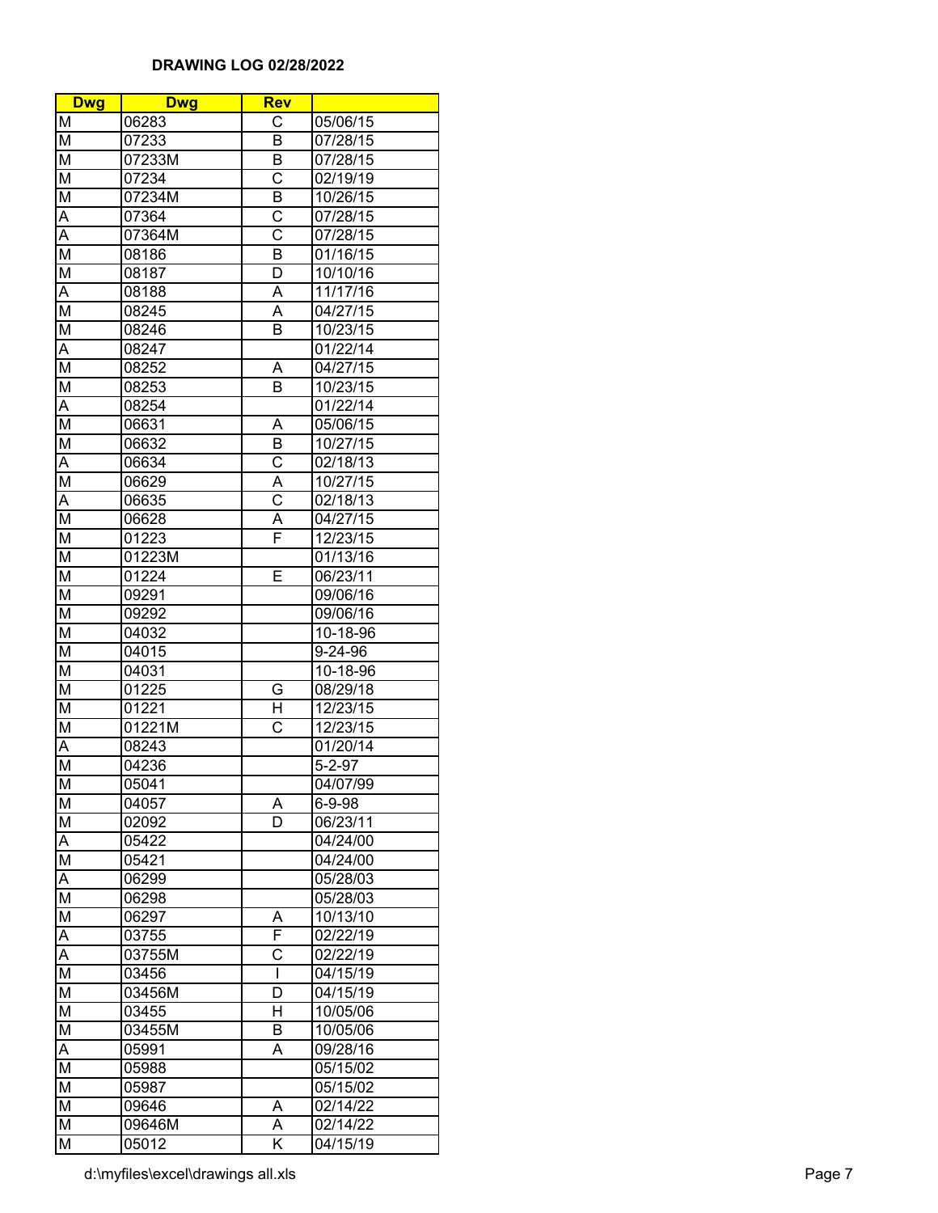**DRAWING LOG 02/28/2022**

| Dwg | Dwg | Rev | |
|---|---|---|---|
| M | 06283 | C | 05/06/15 |
| M | 07233 | B | 07/28/15 |
| M | 07233M | B | 07/28/15 |
| M | 07234 | C | 02/19/19 |
| M | 07234M | B | 10/26/15 |
| A | 07364 | C | 07/28/15 |
| A | 07364M | C | 07/28/15 |
| M | 08186 | B | 01/16/15 |
| M | 08187 | D | 10/10/16 |
| A | 08188 | A | 11/17/16 |
| M | 08245 | A | 04/27/15 |
| M | 08246 | B | 10/23/15 |
| A | 08247 | | 01/22/14 |
| M | 08252 | A | 04/27/15 |
| M | 08253 | B | 10/23/15 |
| A | 08254 | | 01/22/14 |
| M | 06631 | A | 05/06/15 |
| M | 06632 | B | 10/27/15 |
| A | 06634 | C | 02/18/13 |
| M | 06629 | A | 10/27/15 |
| A | 06635 | C | 02/18/13 |
| M | 06628 | A | 04/27/15 |
| M | 01223 | F | 12/23/15 |
| M | 01223M | | 01/13/16 |
| M | 01224 | E | 06/23/11 |
| M | 09291 | | 09/06/16 |
| M | 09292 | | 09/06/16 |
| M | 04032 | | 10-18-96 |
| M | 04015 | | 9-24-96 |
| M | 04031 | | 10-18-96 |
| M | 01225 | G | 08/29/18 |
| M | 01221 | H | 12/23/15 |
| M | 01221M | C | 12/23/15 |
| A | 08243 | | 01/20/14 |
| M | 04236 | | 5-2-97 |
| M | 05041 | | 04/07/99 |
| M | 04057 | A | 6-9-98 |
| M | 02092 | D | 06/23/11 |
| A | 05422 | | 04/24/00 |
| M | 05421 | | 04/24/00 |
| A | 06299 | | 05/28/03 |
| M | 06298 | | 05/28/03 |
| M | 06297 | A | 10/13/10 |
| A | 03755 | F | 02/22/19 |
| A | 03755M | C | 02/22/19 |
| M | 03456 | I | 04/15/19 |
| M | 03456M | D | 04/15/19 |
| M | 03455 | H | 10/05/06 |
| M | 03455M | B | 10/05/06 |
| A | 05991 | A | 09/28/16 |
| M | 05988 | | 05/15/02 |
| M | 05987 | | 05/15/02 |
| M | 09646 | A | 02/14/22 |
| M | 09646M | A | 02/14/22 |
| M | 05012 | K | 04/15/19 |

d:\myfiles\excel\drawings all.xls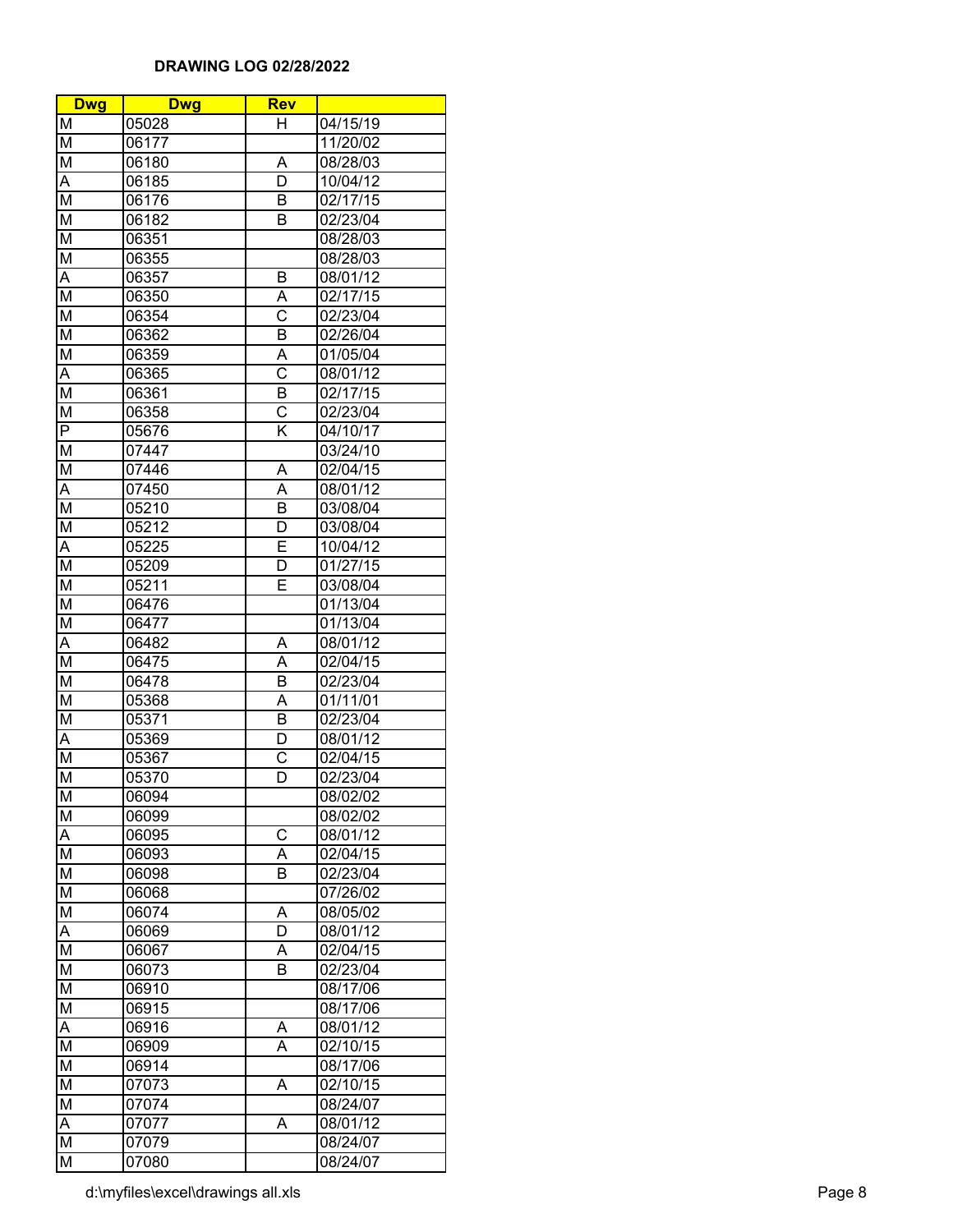**DRAWING LOG 02/28/2022**

| Dwg | Dwg | Rev | |
|---|---|---|---|
| M | 05028 | H | 04/15/19 |
| M | 06177 | | 11/20/02 |
| M | 06180 | A | 08/28/03 |
| A | 06185 | D | 10/04/12 |
| M | 06176 | B | 02/17/15 |
| M | 06182 | B | 02/23/04 |
| M | 06351 | | 08/28/03 |
| M | 06355 | | 08/28/03 |
| A | 06357 | B | 08/01/12 |
| M | 06350 | A | 02/17/15 |
| M | 06354 | C | 02/23/04 |
| M | 06362 | B | 02/26/04 |
| M | 06359 | A | 01/05/04 |
| A | 06365 | C | 08/01/12 |
| M | 06361 | B | 02/17/15 |
| M | 06358 | C | 02/23/04 |
| P | 05676 | K | 04/10/17 |
| M | 07447 | | 03/24/10 |
| M | 07446 | A | 02/04/15 |
| A | 07450 | A | 08/01/12 |
| M | 05210 | B | 03/08/04 |
| M | 05212 | D | 03/08/04 |
| A | 05225 | E | 10/04/12 |
| M | 05209 | D | 01/27/15 |
| M | 05211 | E | 03/08/04 |
| M | 06476 | | 01/13/04 |
| M | 06477 | | 01/13/04 |
| A | 06482 | A | 08/01/12 |
| M | 06475 | A | 02/04/15 |
| M | 06478 | B | 02/23/04 |
| M | 05368 | A | 01/11/01 |
| M | 05371 | B | 02/23/04 |
| A | 05369 | D | 08/01/12 |
| M | 05367 | C | 02/04/15 |
| M | 05370 | D | 02/23/04 |
| M | 06094 | | 08/02/02 |
| M | 06099 | | 08/02/02 |
| A | 06095 | C | 08/01/12 |
| M | 06093 | A | 02/04/15 |
| M | 06098 | B | 02/23/04 |
| M | 06068 | | 07/26/02 |
| M | 06074 | A | 08/05/02 |
| A | 06069 | D | 08/01/12 |
| M | 06067 | A | 02/04/15 |
| M | 06073 | B | 02/23/04 |
| M | 06910 | | 08/17/06 |
| M | 06915 | | 08/17/06 |
| A | 06916 | A | 08/01/12 |
| M | 06909 | A | 02/10/15 |
| M | 06914 | | 08/17/06 |
| M | 07073 | A | 02/10/15 |
| M | 07074 | | 08/24/07 |
| A | 07077 | A | 08/01/12 |
| M | 07079 | | 08/24/07 |
| M | 07080 | | 08/24/07 |

d:\myfiles\excel\drawings all.xls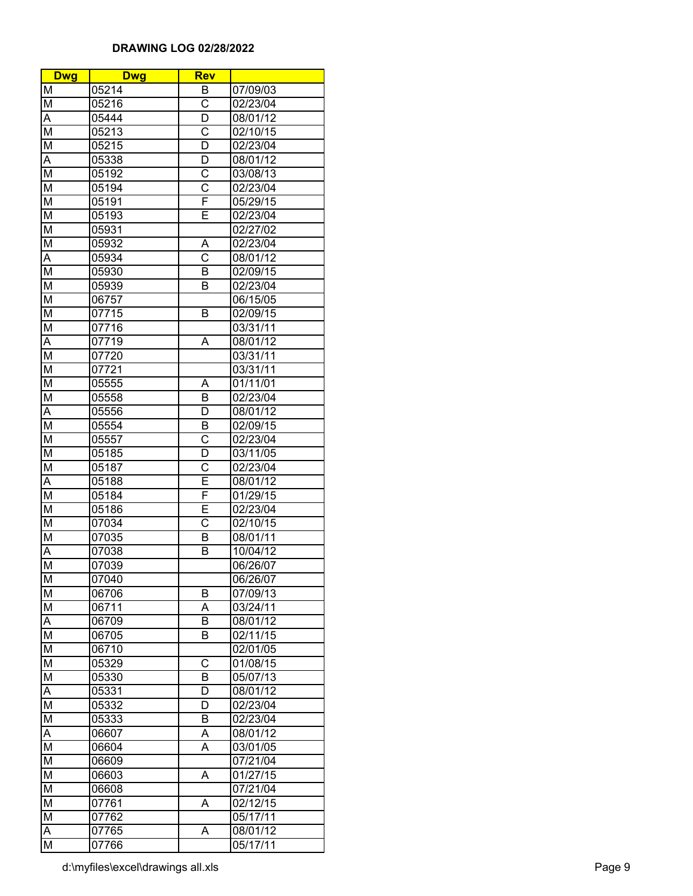**DRAWING LOG 02/28/2022**

| Dwg | Dwg | Rev | |
|---|---|---|---|
| M | 05214 | B | 07/09/03 |
| M | 05216 | C | 02/23/04 |
| A | 05444 | D | 08/01/12 |
| M | 05213 | C | 02/10/15 |
| M | 05215 | D | 02/23/04 |
| A | 05338 | D | 08/01/12 |
| M | 05192 | C | 03/08/13 |
| M | 05194 | C | 02/23/04 |
| M | 05191 | F | 05/29/15 |
| M | 05193 | E | 02/23/04 |
| M | 05931 | | 02/27/02 |
| M | 05932 | A | 02/23/04 |
| A | 05934 | C | 08/01/12 |
| M | 05930 | B | 02/09/15 |
| M | 05939 | B | 02/23/04 |
| M | 06757 | | 06/15/05 |
| M | 07715 | B | 02/09/15 |
| M | 07716 | | 03/31/11 |
| A | 07719 | A | 08/01/12 |
| M | 07720 | | 03/31/11 |
| M | 07721 | | 03/31/11 |
| M | 05555 | A | 01/11/01 |
| M | 05558 | B | 02/23/04 |
| A | 05556 | D | 08/01/12 |
| M | 05554 | B | 02/09/15 |
| M | 05557 | C | 02/23/04 |
| M | 05185 | D | 03/11/05 |
| M | 05187 | C | 02/23/04 |
| A | 05188 | E | 08/01/12 |
| M | 05184 | F | 01/29/15 |
| M | 05186 | E | 02/23/04 |
| M | 07034 | C | 02/10/15 |
| M | 07035 | B | 08/01/11 |
| A | 07038 | B | 10/04/12 |
| M | 07039 | | 06/26/07 |
| M | 07040 | | 06/26/07 |
| M | 06706 | B | 07/09/13 |
| M | 06711 | A | 03/24/11 |
| A | 06709 | B | 08/01/12 |
| M | 06705 | B | 02/11/15 |
| M | 06710 | | 02/01/05 |
| M | 05329 | C | 01/08/15 |
| M | 05330 | B | 05/07/13 |
| A | 05331 | D | 08/01/12 |
| M | 05332 | D | 02/23/04 |
| M | 05333 | B | 02/23/04 |
| A | 06607 | A | 08/01/12 |
| M | 06604 | A | 03/01/05 |
| M | 06609 | | 07/21/04 |
| M | 06603 | A | 01/27/15 |
| M | 06608 | | 07/21/04 |
| M | 07761 | A | 02/12/15 |
| M | 07762 | | 05/17/11 |
| A | 07765 | A | 08/01/12 |
| M | 07766 | | 05/17/11 |

d:\myfiles\excel\drawings all.xls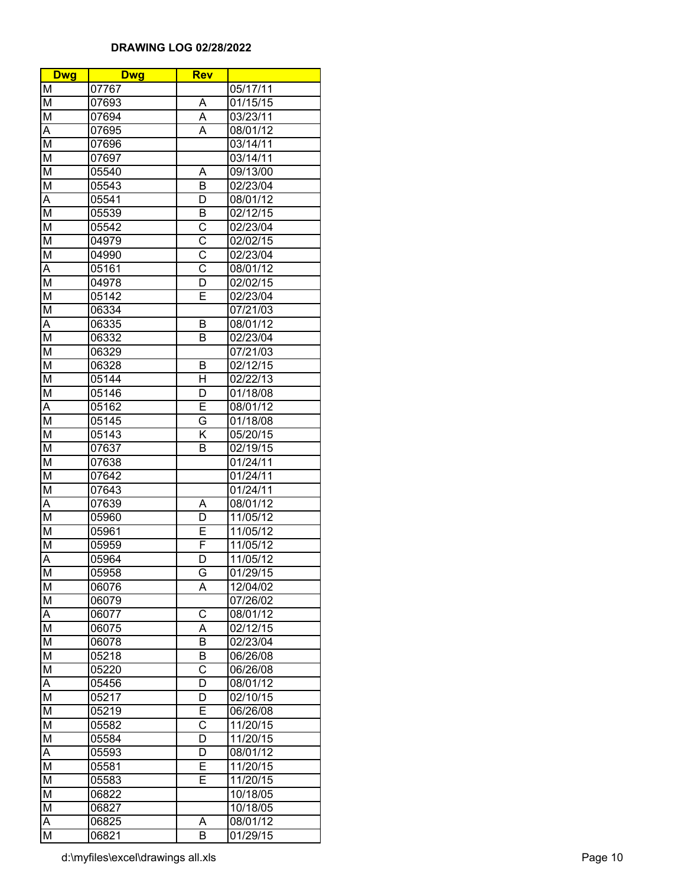**DRAWING LOG 02/28/2022**

| Dwg | Dwg | Rev | |
|---|---|---|---|
| M | 07767 | | 05/17/11 |
| M | 07693 | A | 01/15/15 |
| M | 07694 | A | 03/23/11 |
| A | 07695 | A | 08/01/12 |
| M | 07696 | | 03/14/11 |
| M | 07697 | | 03/14/11 |
| M | 05540 | A | 09/13/00 |
| M | 05543 | B | 02/23/04 |
| A | 05541 | D | 08/01/12 |
| M | 05539 | B | 02/12/15 |
| M | 05542 | C | 02/23/04 |
| M | 04979 | C | 02/02/15 |
| M | 04990 | C | 02/23/04 |
| A | 05161 | C | 08/01/12 |
| M | 04978 | D | 02/02/15 |
| M | 05142 | E | 02/23/04 |
| M | 06334 | | 07/21/03 |
| A | 06335 | B | 08/01/12 |
| M | 06332 | B | 02/23/04 |
| M | 06329 | | 07/21/03 |
| M | 06328 | B | 02/12/15 |
| M | 05144 | H | 02/22/13 |
| M | 05146 | D | 01/18/08 |
| A | 05162 | E | 08/01/12 |
| M | 05145 | G | 01/18/08 |
| M | 05143 | K | 05/20/15 |
| M | 07637 | B | 02/19/15 |
| M | 07638 | | 01/24/11 |
| M | 07642 | | 01/24/11 |
| M | 07643 | | 01/24/11 |
| A | 07639 | A | 08/01/12 |
| M | 05960 | D | 11/05/12 |
| M | 05961 | E | 11/05/12 |
| M | 05959 | F | 11/05/12 |
| A | 05964 | D | 11/05/12 |
| M | 05958 | G | 01/29/15 |
| M | 06076 | A | 12/04/02 |
| M | 06079 | | 07/26/02 |
| A | 06077 | C | 08/01/12 |
| M | 06075 | A | 02/12/15 |
| M | 06078 | B | 02/23/04 |
| M | 05218 | B | 06/26/08 |
| M | 05220 | C | 06/26/08 |
| A | 05456 | D | 08/01/12 |
| M | 05217 | D | 02/10/15 |
| M | 05219 | E | 06/26/08 |
| M | 05582 | C | 11/20/15 |
| M | 05584 | D | 11/20/15 |
| A | 05593 | D | 08/01/12 |
| M | 05581 | E | 11/20/15 |
| M | 05583 | E | 11/20/15 |
| M | 06822 | | 10/18/05 |
| M | 06827 | | 10/18/05 |
| A | 06825 | A | 08/01/12 |
| M | 06821 | B | 01/29/15 |

d:\myfiles\excel\drawings all.xls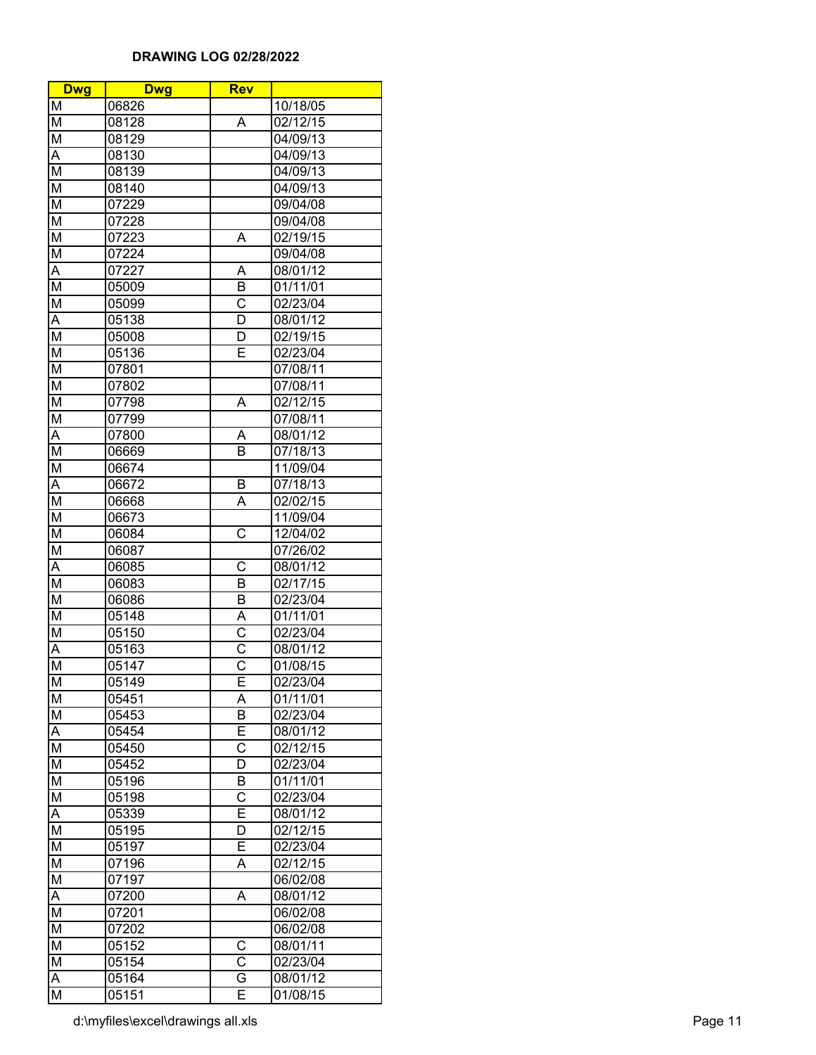**DRAWING LOG 02/28/2022**

| Dwg | Dwg | Rev | |
|---|---|---|---|
| M | 06826 | | 10/18/05 |
| M | 08128 | A | 02/12/15 |
| M | 08129 | | 04/09/13 |
| A | 08130 | | 04/09/13 |
| M | 08139 | | 04/09/13 |
| M | 08140 | | 04/09/13 |
| M | 07229 | | 09/04/08 |
| M | 07228 | | 09/04/08 |
| M | 07223 | A | 02/19/15 |
| M | 07224 | | 09/04/08 |
| A | 07227 | A | 08/01/12 |
| M | 05009 | B | 01/11/01 |
| M | 05099 | C | 02/23/04 |
| A | 05138 | D | 08/01/12 |
| M | 05008 | D | 02/19/15 |
| M | 05136 | E | 02/23/04 |
| M | 07801 | | 07/08/11 |
| M | 07802 | | 07/08/11 |
| M | 07798 | A | 02/12/15 |
| M | 07799 | | 07/08/11 |
| A | 07800 | A | 08/01/12 |
| M | 06669 | B | 07/18/13 |
| M | 06674 | | 11/09/04 |
| A | 06672 | B | 07/18/13 |
| M | 06668 | A | 02/02/15 |
| M | 06673 | | 11/09/04 |
| M | 06084 | C | 12/04/02 |
| M | 06087 | | 07/26/02 |
| A | 06085 | C | 08/01/12 |
| M | 06083 | B | 02/17/15 |
| M | 06086 | B | 02/23/04 |
| M | 05148 | A | 01/11/01 |
| M | 05150 | C | 02/23/04 |
| A | 05163 | C | 08/01/12 |
| M | 05147 | C | 01/08/15 |
| M | 05149 | E | 02/23/04 |
| M | 05451 | A | 01/11/01 |
| M | 05453 | B | 02/23/04 |
| A | 05454 | E | 08/01/12 |
| M | 05450 | C | 02/12/15 |
| M | 05452 | D | 02/23/04 |
| M | 05196 | B | 01/11/01 |
| M | 05198 | C | 02/23/04 |
| A | 05339 | E | 08/01/12 |
| M | 05195 | D | 02/12/15 |
| M | 05197 | E | 02/23/04 |
| M | 07196 | A | 02/12/15 |
| M | 07197 | | 06/02/08 |
| A | 07200 | A | 08/01/12 |
| M | 07201 | | 06/02/08 |
| M | 07202 | | 06/02/08 |
| M | 05152 | C | 08/01/11 |
| M | 05154 | C | 02/23/04 |
| A | 05164 | G | 08/01/12 |
| M | 05151 | E | 01/08/15 |

d:\myfiles\excel\drawings all.xls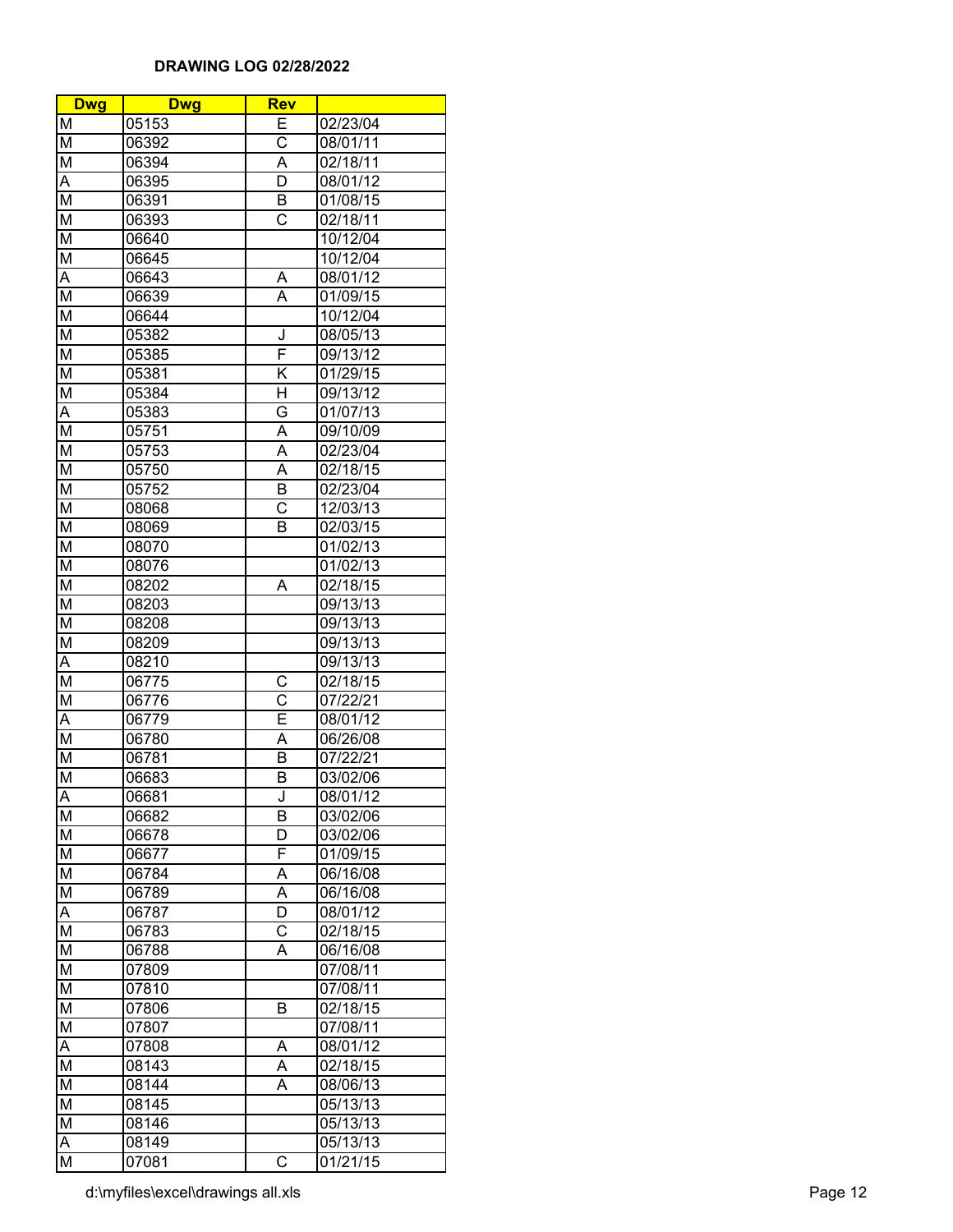**DRAWING LOG 02/28/2022**

| Dwg | Dwg | Rev | |
|---|---|---|---|
| M | 05153 | E | 02/23/04 |
| M | 06392 | C | 08/01/11 |
| M | 06394 | A | 02/18/11 |
| A | 06395 | D | 08/01/12 |
| M | 06391 | B | 01/08/15 |
| M | 06393 | C | 02/18/11 |
| M | 06640 | | 10/12/04 |
| M | 06645 | | 10/12/04 |
| A | 06643 | A | 08/01/12 |
| M | 06639 | A | 01/09/15 |
| M | 06644 | | 10/12/04 |
| M | 05382 | J | 08/05/13 |
| M | 05385 | F | 09/13/12 |
| M | 05381 | K | 01/29/15 |
| M | 05384 | H | 09/13/12 |
| A | 05383 | G | 01/07/13 |
| M | 05751 | A | 09/10/09 |
| M | 05753 | A | 02/23/04 |
| M | 05750 | A | 02/18/15 |
| M | 05752 | B | 02/23/04 |
| M | 08068 | C | 12/03/13 |
| M | 08069 | B | 02/03/15 |
| M | 08070 | | 01/02/13 |
| M | 08076 | | 01/02/13 |
| M | 08202 | A | 02/18/15 |
| M | 08203 | | 09/13/13 |
| M | 08208 | | 09/13/13 |
| M | 08209 | | 09/13/13 |
| A | 08210 | | 09/13/13 |
| M | 06775 | C | 02/18/15 |
| M | 06776 | C | 07/22/21 |
| A | 06779 | E | 08/01/12 |
| M | 06780 | A | 06/26/08 |
| M | 06781 | B | 07/22/21 |
| M | 06683 | B | 03/02/06 |
| A | 06681 | J | 08/01/12 |
| M | 06682 | B | 03/02/06 |
| M | 06678 | D | 03/02/06 |
| M | 06677 | F | 01/09/15 |
| M | 06784 | A | 06/16/08 |
| M | 06789 | A | 06/16/08 |
| A | 06787 | D | 08/01/12 |
| M | 06783 | C | 02/18/15 |
| M | 06788 | A | 06/16/08 |
| M | 07809 | | 07/08/11 |
| M | 07810 | | 07/08/11 |
| M | 07806 | B | 02/18/15 |
| M | 07807 | | 07/08/11 |
| A | 07808 | A | 08/01/12 |
| M | 08143 | A | 02/18/15 |
| M | 08144 | A | 08/06/13 |
| M | 08145 | | 05/13/13 |
| M | 08146 | | 05/13/13 |
| A | 08149 | | 05/13/13 |
| M | 07081 | C | 01/21/15 |

d:\myfiles\excel\drawings all.xls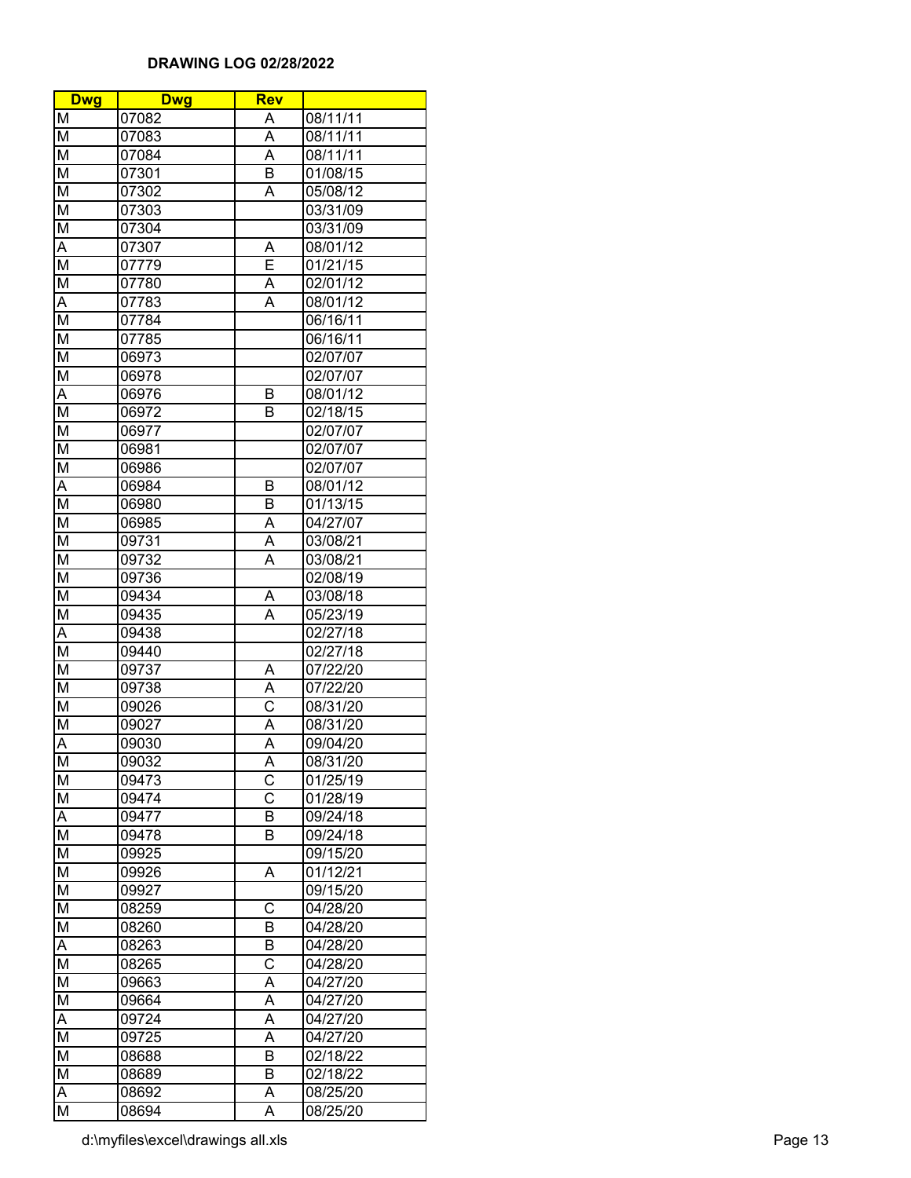**DRAWING LOG 02/28/2022**

| Dwg | Dwg | Rev | |
|---|---|---|---|
| M | 07082 | A | 08/11/11 |
| M | 07083 | A | 08/11/11 |
| M | 07084 | A | 08/11/11 |
| M | 07301 | B | 01/08/15 |
| M | 07302 | A | 05/08/12 |
| M | 07303 | | 03/31/09 |
| M | 07304 | | 03/31/09 |
| A | 07307 | A | 08/01/12 |
| M | 07779 | E | 01/21/15 |
| M | 07780 | A | 02/01/12 |
| A | 07783 | A | 08/01/12 |
| M | 07784 | | 06/16/11 |
| M | 07785 | | 06/16/11 |
| M | 06973 | | 02/07/07 |
| M | 06978 | | 02/07/07 |
| A | 06976 | B | 08/01/12 |
| M | 06972 | B | 02/18/15 |
| M | 06977 | | 02/07/07 |
| M | 06981 | | 02/07/07 |
| M | 06986 | | 02/07/07 |
| A | 06984 | B | 08/01/12 |
| M | 06980 | B | 01/13/15 |
| M | 06985 | A | 04/27/07 |
| M | 09731 | A | 03/08/21 |
| M | 09732 | A | 03/08/21 |
| M | 09736 | | 02/08/19 |
| M | 09434 | A | 03/08/18 |
| M | 09435 | A | 05/23/19 |
| A | 09438 | | 02/27/18 |
| M | 09440 | | 02/27/18 |
| M | 09737 | A | 07/22/20 |
| M | 09738 | A | 07/22/20 |
| M | 09026 | C | 08/31/20 |
| M | 09027 | A | 08/31/20 |
| A | 09030 | A | 09/04/20 |
| M | 09032 | A | 08/31/20 |
| M | 09473 | C | 01/25/19 |
| M | 09474 | C | 01/28/19 |
| A | 09477 | B | 09/24/18 |
| M | 09478 | B | 09/24/18 |
| M | 09925 | | 09/15/20 |
| M | 09926 | A | 01/12/21 |
| M | 09927 | | 09/15/20 |
| M | 08259 | C | 04/28/20 |
| M | 08260 | B | 04/28/20 |
| A | 08263 | B | 04/28/20 |
| M | 08265 | C | 04/28/20 |
| M | 09663 | A | 04/27/20 |
| M | 09664 | A | 04/27/20 |
| A | 09724 | A | 04/27/20 |
| M | 09725 | A | 04/27/20 |
| M | 08688 | B | 02/18/22 |
| M | 08689 | B | 02/18/22 |
| A | 08692 | A | 08/25/20 |
| M | 08694 | A | 08/25/20 |

d:\myfiles\excel\drawings all.xls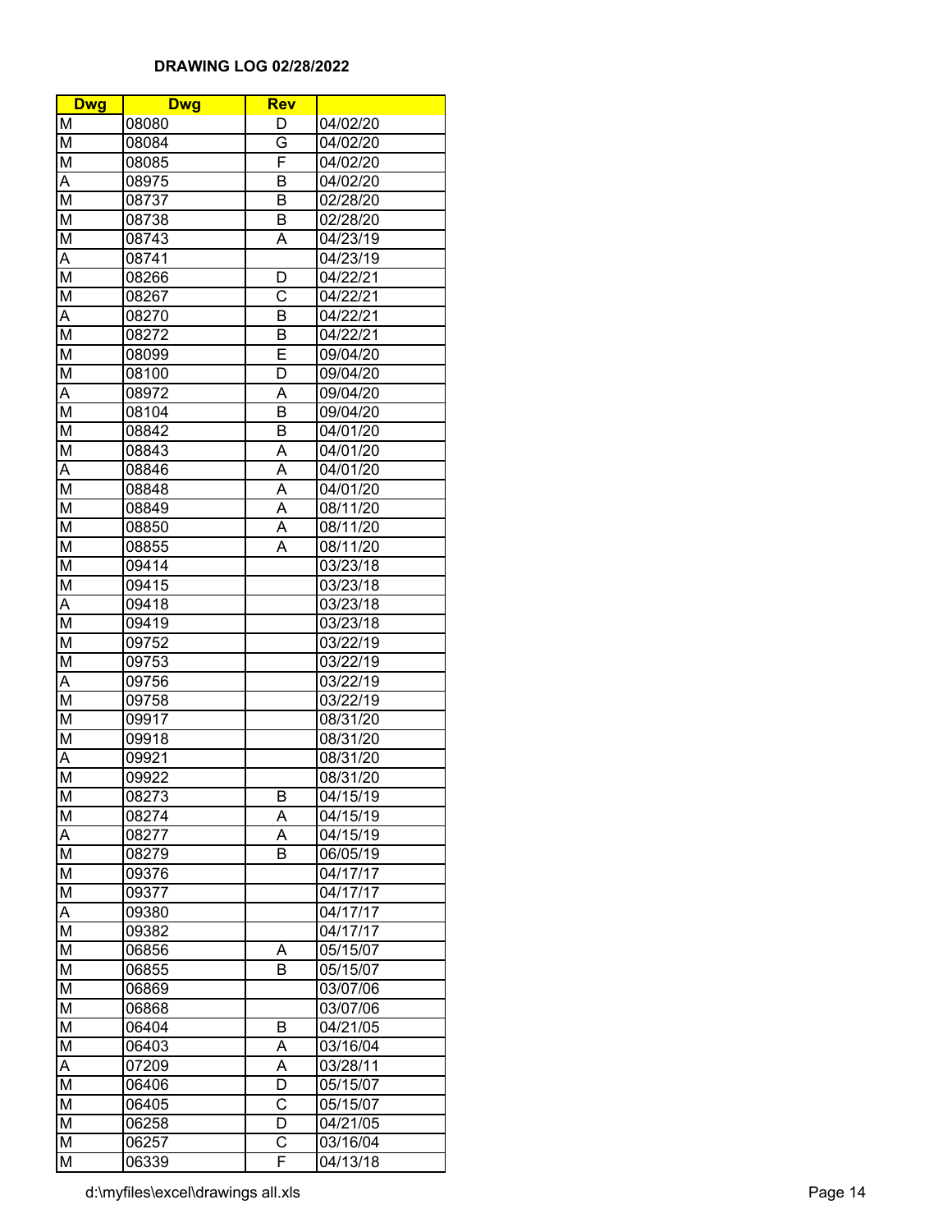**DRAWING LOG 02/28/2022**

| Dwg | Dwg | Rev | |
|---|---|---|---|
| M | 08080 | D | 04/02/20 |
| M | 08084 | G | 04/02/20 |
| M | 08085 | F | 04/02/20 |
| A | 08975 | B | 04/02/20 |
| M | 08737 | B | 02/28/20 |
| M | 08738 | B | 02/28/20 |
| M | 08743 | A | 04/23/19 |
| A | 08741 | | 04/23/19 |
| M | 08266 | D | 04/22/21 |
| M | 08267 | C | 04/22/21 |
| A | 08270 | B | 04/22/21 |
| M | 08272 | B | 04/22/21 |
| M | 08099 | E | 09/04/20 |
| M | 08100 | D | 09/04/20 |
| A | 08972 | A | 09/04/20 |
| M | 08104 | B | 09/04/20 |
| M | 08842 | B | 04/01/20 |
| M | 08843 | A | 04/01/20 |
| A | 08846 | A | 04/01/20 |
| M | 08848 | A | 04/01/20 |
| M | 08849 | A | 08/11/20 |
| M | 08850 | A | 08/11/20 |
| M | 08855 | A | 08/11/20 |
| M | 09414 | | 03/23/18 |
| M | 09415 | | 03/23/18 |
| A | 09418 | | 03/23/18 |
| M | 09419 | | 03/23/18 |
| M | 09752 | | 03/22/19 |
| M | 09753 | | 03/22/19 |
| A | 09756 | | 03/22/19 |
| M | 09758 | | 03/22/19 |
| M | 09917 | | 08/31/20 |
| M | 09918 | | 08/31/20 |
| A | 09921 | | 08/31/20 |
| M | 09922 | | 08/31/20 |
| M | 08273 | B | 04/15/19 |
| M | 08274 | A | 04/15/19 |
| A | 08277 | A | 04/15/19 |
| M | 08279 | B | 06/05/19 |
| M | 09376 | | 04/17/17 |
| M | 09377 | | 04/17/17 |
| A | 09380 | | 04/17/17 |
| M | 09382 | | 04/17/17 |
| M | 06856 | A | 05/15/07 |
| M | 06855 | B | 05/15/07 |
| M | 06869 | | 03/07/06 |
| M | 06868 | | 03/07/06 |
| M | 06404 | B | 04/21/05 |
| M | 06403 | A | 03/16/04 |
| A | 07209 | A | 03/28/11 |
| M | 06406 | D | 05/15/07 |
| M | 06405 | C | 05/15/07 |
| M | 06258 | D | 04/21/05 |
| M | 06257 | C | 03/16/04 |
| M | 06339 | F | 04/13/18 |

d:\myfiles\excel\drawings all.xls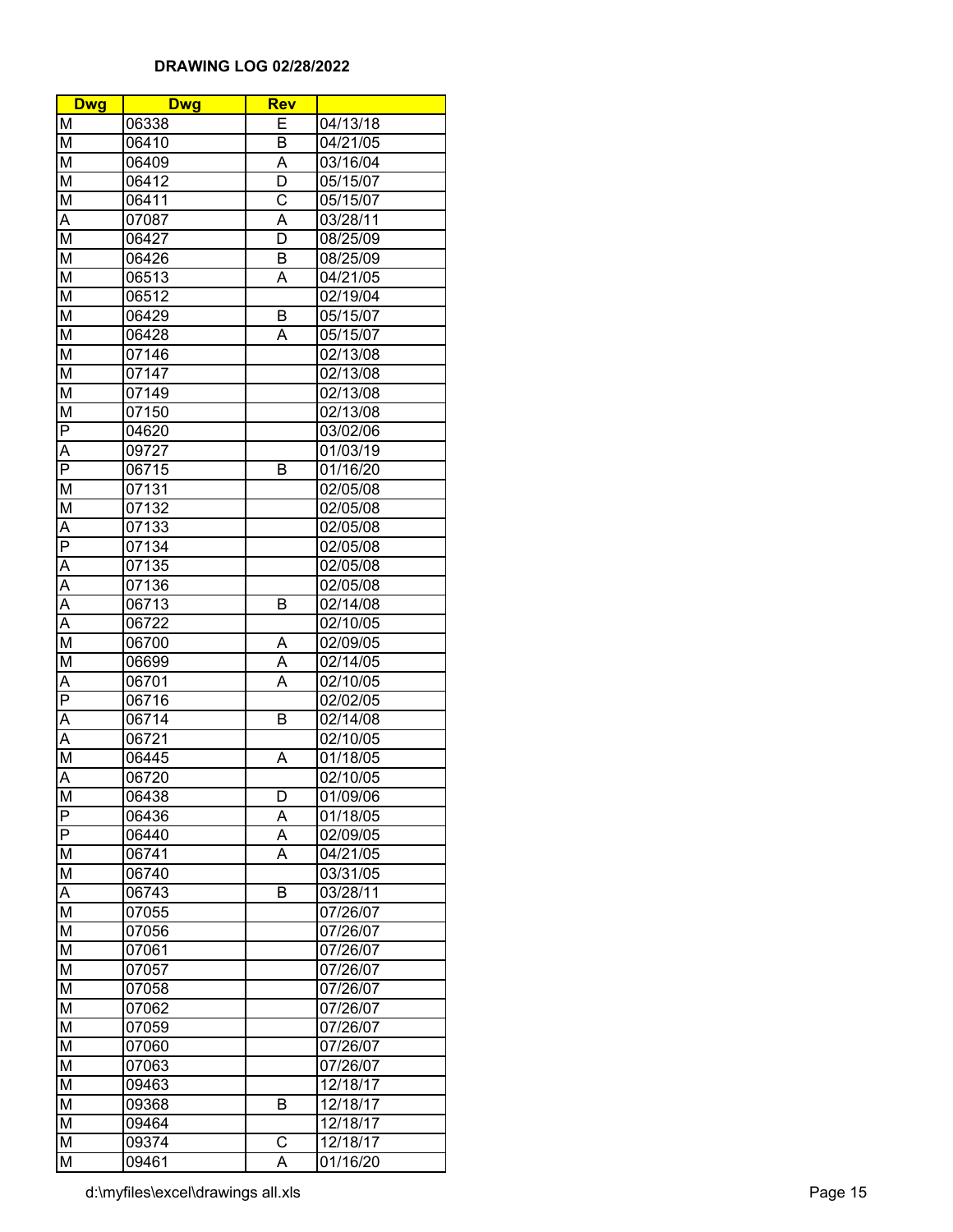**DRAWING LOG 02/28/2022**

| Dwg | Dwg | Rev | |
|---|---|---|---|
| M | 06338 | E | 04/13/18 |
| M | 06410 | B | 04/21/05 |
| M | 06409 | A | 03/16/04 |
| M | 06412 | D | 05/15/07 |
| M | 06411 | C | 05/15/07 |
| A | 07087 | A | 03/28/11 |
| M | 06427 | D | 08/25/09 |
| M | 06426 | B | 08/25/09 |
| M | 06513 | A | 04/21/05 |
| M | 06512 | | 02/19/04 |
| M | 06429 | B | 05/15/07 |
| M | 06428 | A | 05/15/07 |
| M | 07146 | | 02/13/08 |
| M | 07147 | | 02/13/08 |
| M | 07149 | | 02/13/08 |
| M | 07150 | | 02/13/08 |
| P | 04620 | | 03/02/06 |
| A | 09727 | | 01/03/19 |
| P | 06715 | B | 01/16/20 |
| M | 07131 | | 02/05/08 |
| M | 07132 | | 02/05/08 |
| A | 07133 | | 02/05/08 |
| P | 07134 | | 02/05/08 |
| A | 07135 | | 02/05/08 |
| A | 07136 | | 02/05/08 |
| A | 06713 | B | 02/14/08 |
| A | 06722 | | 02/10/05 |
| M | 06700 | A | 02/09/05 |
| M | 06699 | A | 02/14/05 |
| A | 06701 | A | 02/10/05 |
| P | 06716 | | 02/02/05 |
| A | 06714 | B | 02/14/08 |
| A | 06721 | | 02/10/05 |
| M | 06445 | A | 01/18/05 |
| A | 06720 | | 02/10/05 |
| M | 06438 | D | 01/09/06 |
| P | 06436 | A | 01/18/05 |
| P | 06440 | A | 02/09/05 |
| M | 06741 | A | 04/21/05 |
| M | 06740 | | 03/31/05 |
| A | 06743 | B | 03/28/11 |
| M | 07055 | | 07/26/07 |
| M | 07056 | | 07/26/07 |
| M | 07061 | | 07/26/07 |
| M | 07057 | | 07/26/07 |
| M | 07058 | | 07/26/07 |
| M | 07062 | | 07/26/07 |
| M | 07059 | | 07/26/07 |
| M | 07060 | | 07/26/07 |
| M | 07063 | | 07/26/07 |
| M | 09463 | | 12/18/17 |
| M | 09368 | B | 12/18/17 |
| M | 09464 | | 12/18/17 |
| M | 09374 | C | 12/18/17 |
| M | 09461 | A | 01/16/20 |

d:\myfiles\excel\drawings all.xls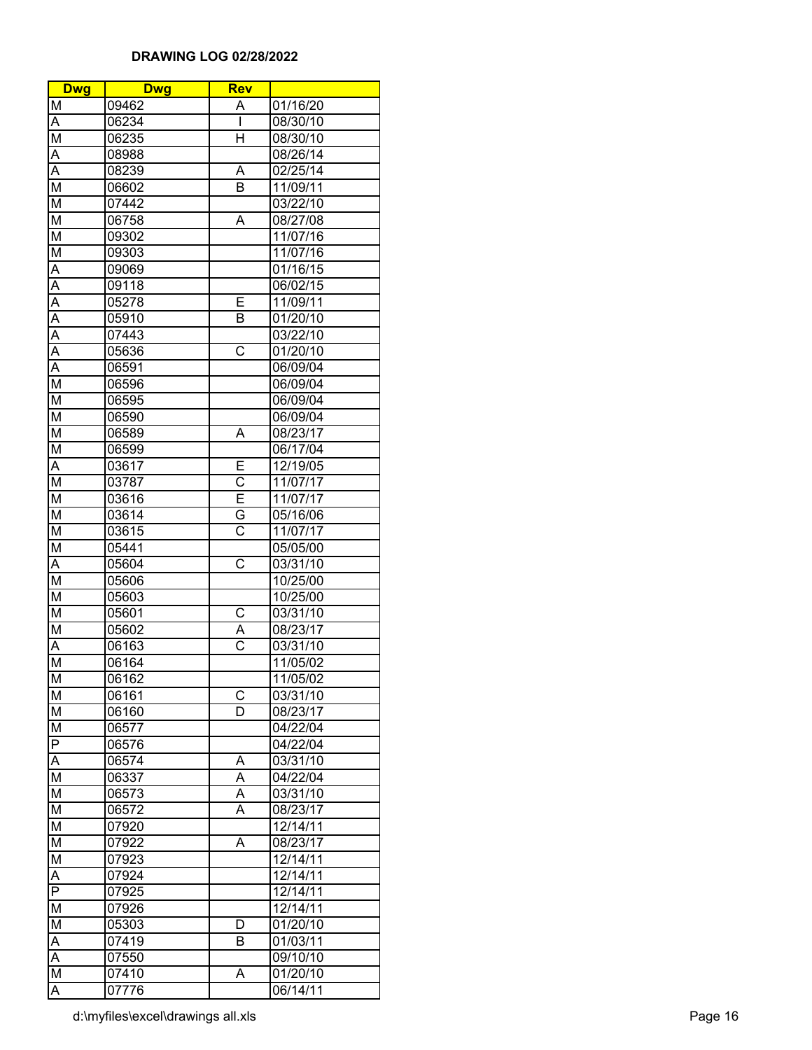**DRAWING LOG 02/28/2022**

| Dwg | Dwg | Rev | |
|---|---|---|---|
| M | 09462 | A | 01/16/20 |
| A | 06234 | I | 08/30/10 |
| M | 06235 | H | 08/30/10 |
| A | 08988 | | 08/26/14 |
| A | 08239 | A | 02/25/14 |
| M | 06602 | B | 11/09/11 |
| M | 07442 | | 03/22/10 |
| M | 06758 | A | 08/27/08 |
| M | 09302 | | 11/07/16 |
| M | 09303 | | 11/07/16 |
| A | 09069 | | 01/16/15 |
| A | 09118 | | 06/02/15 |
| A | 05278 | E | 11/09/11 |
| A | 05910 | B | 01/20/10 |
| A | 07443 | | 03/22/10 |
| A | 05636 | C | 01/20/10 |
| A | 06591 | | 06/09/04 |
| M | 06596 | | 06/09/04 |
| M | 06595 | | 06/09/04 |
| M | 06590 | | 06/09/04 |
| M | 06589 | A | 08/23/17 |
| M | 06599 | | 06/17/04 |
| A | 03617 | E | 12/19/05 |
| M | 03787 | C | 11/07/17 |
| M | 03616 | E | 11/07/17 |
| M | 03614 | G | 05/16/06 |
| M | 03615 | C | 11/07/17 |
| M | 05441 | | 05/05/00 |
| A | 05604 | C | 03/31/10 |
| M | 05606 | | 10/25/00 |
| M | 05603 | | 10/25/00 |
| M | 05601 | C | 03/31/10 |
| M | 05602 | A | 08/23/17 |
| A | 06163 | C | 03/31/10 |
| M | 06164 | | 11/05/02 |
| M | 06162 | | 11/05/02 |
| M | 06161 | C | 03/31/10 |
| M | 06160 | D | 08/23/17 |
| M | 06577 | | 04/22/04 |
| P | 06576 | | 04/22/04 |
| A | 06574 | A | 03/31/10 |
| M | 06337 | A | 04/22/04 |
| M | 06573 | A | 03/31/10 |
| M | 06572 | A | 08/23/17 |
| M | 07920 | | 12/14/11 |
| M | 07922 | A | 08/23/17 |
| M | 07923 | | 12/14/11 |
| A | 07924 | | 12/14/11 |
| P | 07925 | | 12/14/11 |
| M | 07926 | | 12/14/11 |
| M | 05303 | D | 01/20/10 |
| A | 07419 | B | 01/03/11 |
| A | 07550 | | 09/10/10 |
| M | 07410 | A | 01/20/10 |
| A | 07776 | | 06/14/11 |

d:\myfiles\excel\drawings all.xls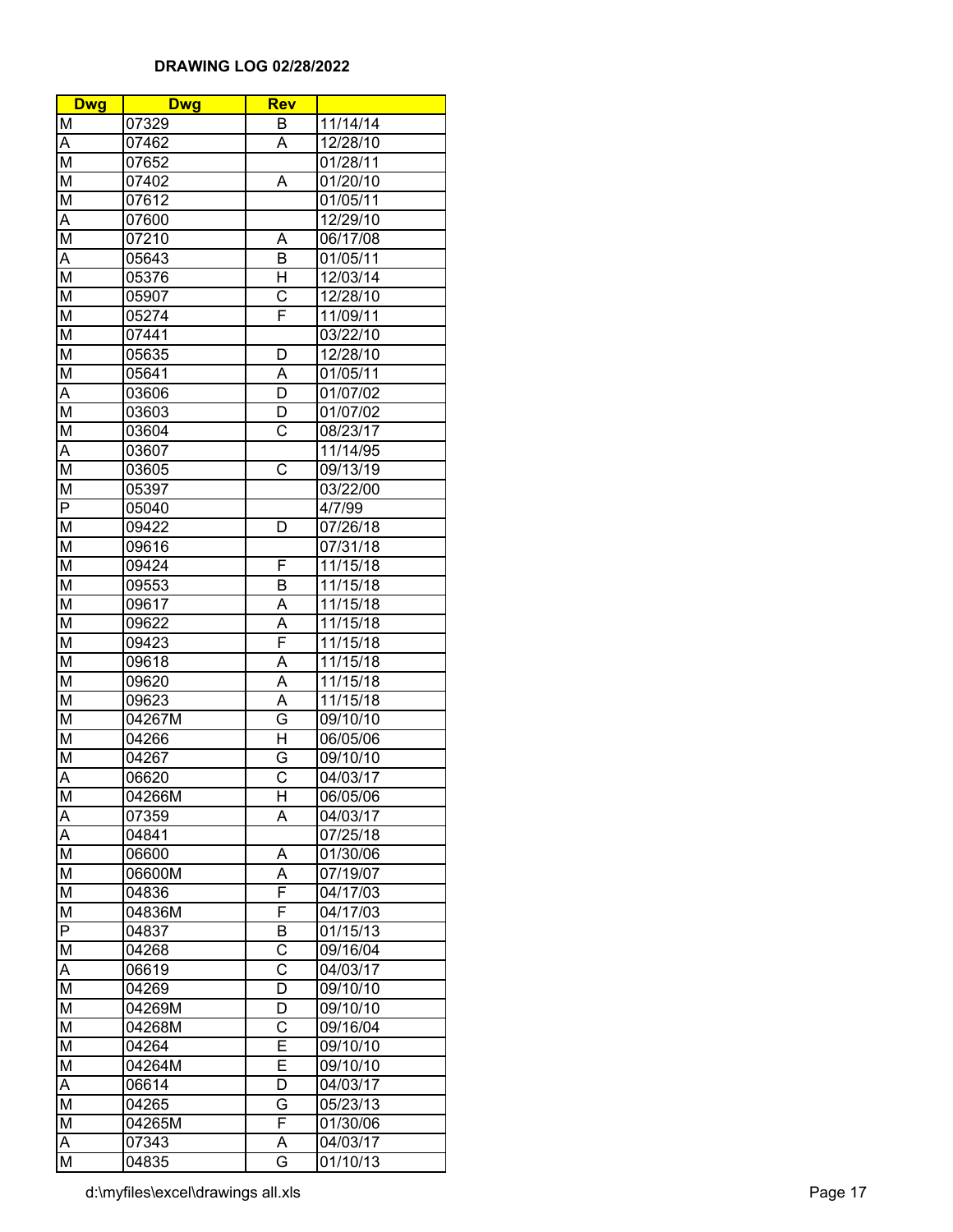**DRAWING LOG 02/28/2022**

| Dwg | Dwg | Rev | |
|---|---|---|---|
| M | 07329 | B | 11/14/14 |
| A | 07462 | A | 12/28/10 |
| M | 07652 | | 01/28/11 |
| M | 07402 | A | 01/20/10 |
| M | 07612 | | 01/05/11 |
| A | 07600 | | 12/29/10 |
| M | 07210 | A | 06/17/08 |
| A | 05643 | B | 01/05/11 |
| M | 05376 | H | 12/03/14 |
| M | 05907 | C | 12/28/10 |
| M | 05274 | F | 11/09/11 |
| M | 07441 | | 03/22/10 |
| M | 05635 | D | 12/28/10 |
| M | 05641 | A | 01/05/11 |
| A | 03606 | D | 01/07/02 |
| M | 03603 | D | 01/07/02 |
| M | 03604 | C | 08/23/17 |
| A | 03607 | | 11/14/95 |
| M | 03605 | C | 09/13/19 |
| M | 05397 | | 03/22/00 |
| P | 05040 | | 4/7/99 |
| M | 09422 | D | 07/26/18 |
| M | 09616 | | 07/31/18 |
| M | 09424 | F | 11/15/18 |
| M | 09553 | B | 11/15/18 |
| M | 09617 | A | 11/15/18 |
| M | 09622 | A | 11/15/18 |
| M | 09423 | F | 11/15/18 |
| M | 09618 | A | 11/15/18 |
| M | 09620 | A | 11/15/18 |
| M | 09623 | A | 11/15/18 |
| M | 04267M | G | 09/10/10 |
| M | 04266 | H | 06/05/06 |
| M | 04267 | G | 09/10/10 |
| A | 06620 | C | 04/03/17 |
| M | 04266M | H | 06/05/06 |
| A | 07359 | A | 04/03/17 |
| A | 04841 | | 07/25/18 |
| M | 06600 | A | 01/30/06 |
| M | 06600M | A | 07/19/07 |
| M | 04836 | F | 04/17/03 |
| M | 04836M | F | 04/17/03 |
| P | 04837 | B | 01/15/13 |
| M | 04268 | C | 09/16/04 |
| A | 06619 | C | 04/03/17 |
| M | 04269 | D | 09/10/10 |
| M | 04269M | D | 09/10/10 |
| M | 04268M | C | 09/16/04 |
| M | 04264 | E | 09/10/10 |
| M | 04264M | E | 09/10/10 |
| A | 06614 | D | 04/03/17 |
| M | 04265 | G | 05/23/13 |
| M | 04265M | F | 01/30/06 |
| A | 07343 | A | 04/03/17 |
| M | 04835 | G | 01/10/13 |

d:\myfiles\excel\drawings all.xls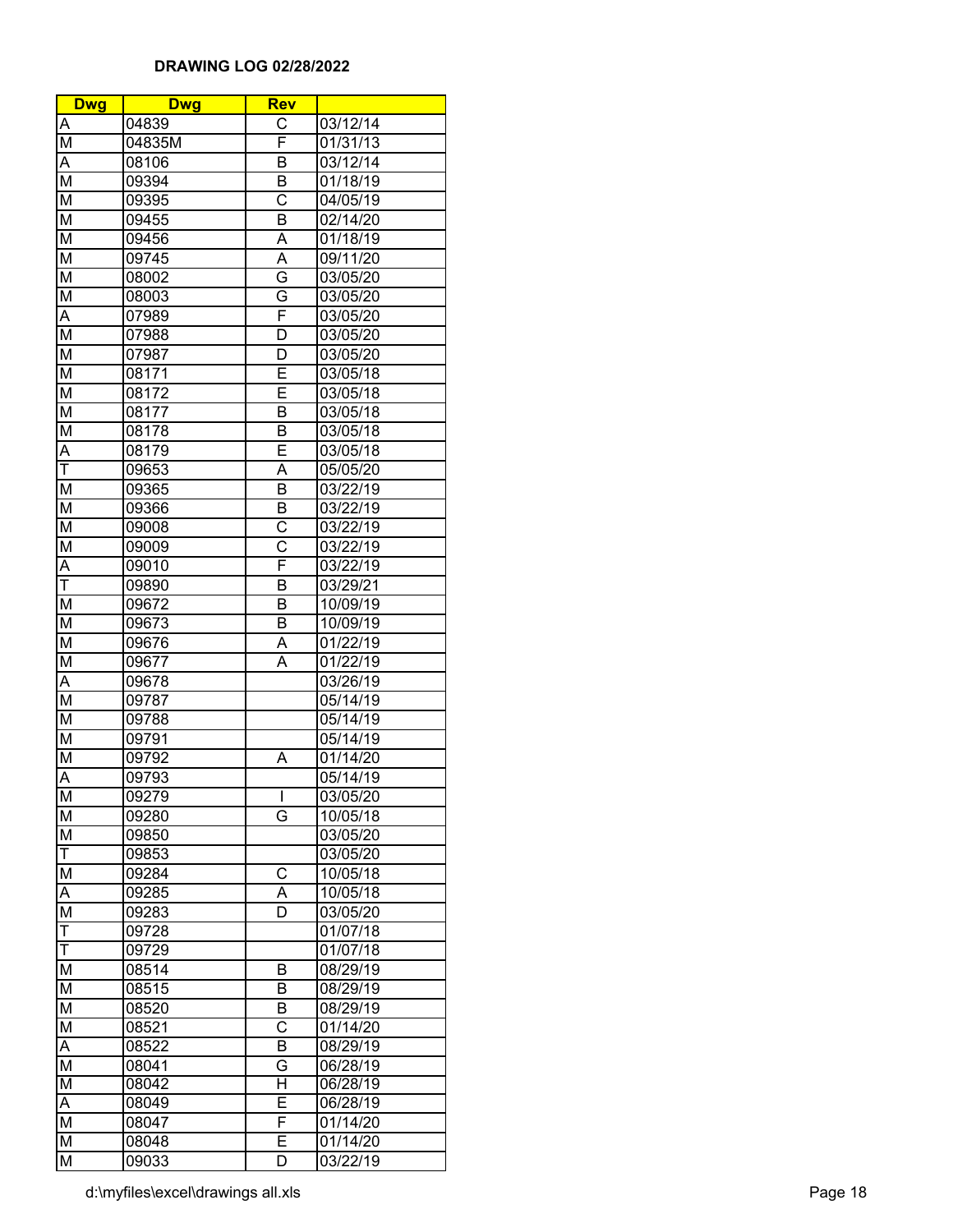**DRAWING LOG 02/28/2022**

| Dwg | Dwg | Rev | |
|---|---|---|---|
| A | 04839 | C | 03/12/14 |
| M | 04835M | F | 01/31/13 |
| A | 08106 | B | 03/12/14 |
| M | 09394 | B | 01/18/19 |
| M | 09395 | C | 04/05/19 |
| M | 09455 | B | 02/14/20 |
| M | 09456 | A | 01/18/19 |
| M | 09745 | A | 09/11/20 |
| M | 08002 | G | 03/05/20 |
| M | 08003 | G | 03/05/20 |
| A | 07989 | F | 03/05/20 |
| M | 07988 | D | 03/05/20 |
| M | 07987 | D | 03/05/20 |
| M | 08171 | E | 03/05/18 |
| M | 08172 | E | 03/05/18 |
| M | 08177 | B | 03/05/18 |
| M | 08178 | B | 03/05/18 |
| A | 08179 | E | 03/05/18 |
| T | 09653 | A | 05/05/20 |
| M | 09365 | B | 03/22/19 |
| M | 09366 | B | 03/22/19 |
| M | 09008 | C | 03/22/19 |
| M | 09009 | C | 03/22/19 |
| A | 09010 | F | 03/22/19 |
| T | 09890 | B | 03/29/21 |
| M | 09672 | B | 10/09/19 |
| M | 09673 | B | 10/09/19 |
| M | 09676 | A | 01/22/19 |
| M | 09677 | A | 01/22/19 |
| A | 09678 | | 03/26/19 |
| M | 09787 | | 05/14/19 |
| M | 09788 | | 05/14/19 |
| M | 09791 | | 05/14/19 |
| M | 09792 | A | 01/14/20 |
| A | 09793 | | 05/14/19 |
| M | 09279 | I | 03/05/20 |
| M | 09280 | G | 10/05/18 |
| M | 09850 | | 03/05/20 |
| T | 09853 | | 03/05/20 |
| M | 09284 | C | 10/05/18 |
| A | 09285 | A | 10/05/18 |
| M | 09283 | D | 03/05/20 |
| T | 09728 | | 01/07/18 |
| T | 09729 | | 01/07/18 |
| M | 08514 | B | 08/29/19 |
| M | 08515 | B | 08/29/19 |
| M | 08520 | B | 08/29/19 |
| M | 08521 | C | 01/14/20 |
| A | 08522 | B | 08/29/19 |
| M | 08041 | G | 06/28/19 |
| M | 08042 | H | 06/28/19 |
| A | 08049 | E | 06/28/19 |
| M | 08047 | F | 01/14/20 |
| M | 08048 | E | 01/14/20 |
| M | 09033 | D | 03/22/19 |

d:\myfiles\excel\drawings all.xls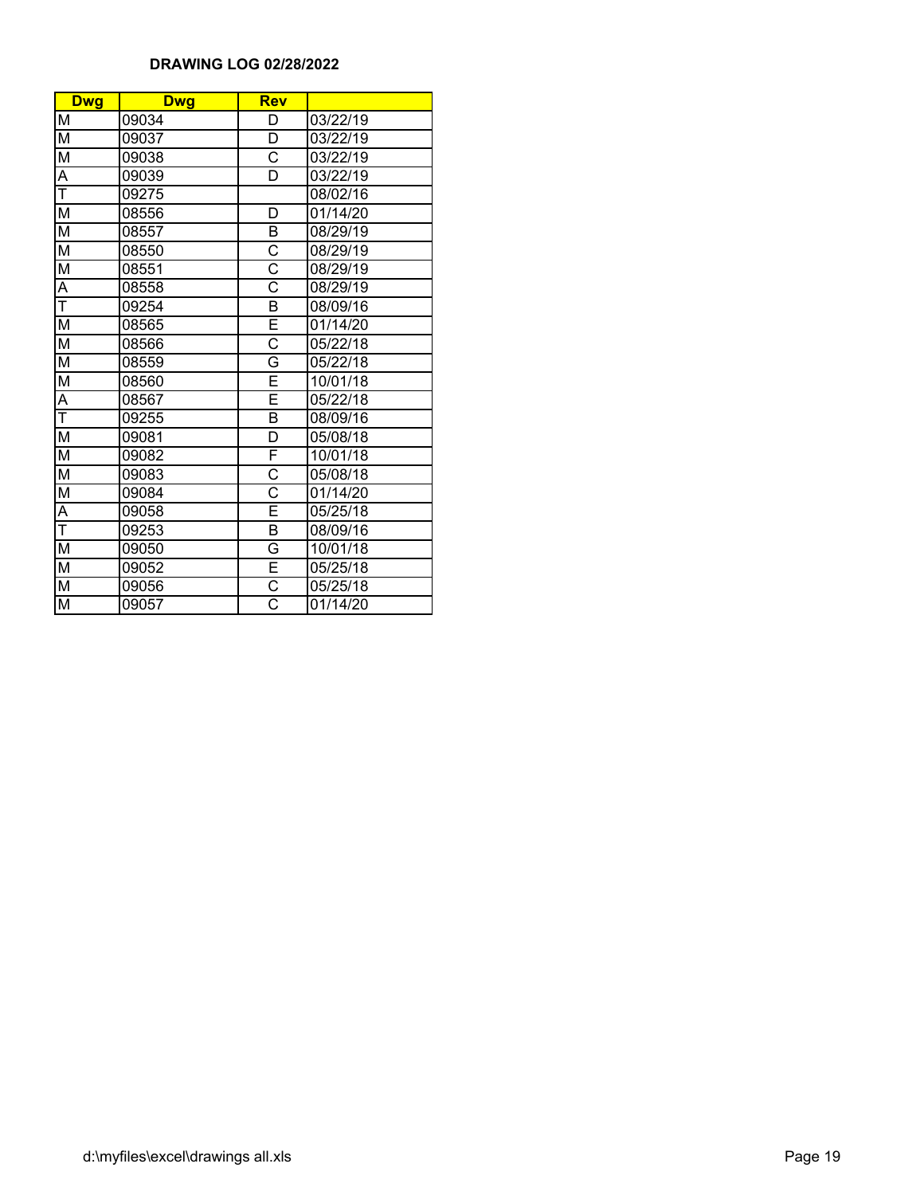**DRAWING LOG 02/28/2022**

| Dwg | Dwg | Rev | |
|---|---|---|---|
| M | 09034 | D | 03/22/19 |
| M | 09037 | D | 03/22/19 |
| M | 09038 | C | 03/22/19 |
| A | 09039 | D | 03/22/19 |
| T | 09275 | | 08/02/16 |
| M | 08556 | D | 01/14/20 |
| M | 08557 | B | 08/29/19 |
| M | 08550 | C | 08/29/19 |
| M | 08551 | C | 08/29/19 |
| A | 08558 | C | 08/29/19 |
| T | 09254 | B | 08/09/16 |
| M | 08565 | E | 01/14/20 |
| M | 08566 | C | 05/22/18 |
| M | 08559 | G | 05/22/18 |
| M | 08560 | E | 10/01/18 |
| A | 08567 | E | 05/22/18 |
| T | 09255 | B | 08/09/16 |
| M | 09081 | D | 05/08/18 |
| M | 09082 | F | 10/01/18 |
| M | 09083 | C | 05/08/18 |
| M | 09084 | C | 01/14/20 |
| A | 09058 | E | 05/25/18 |
| T | 09253 | B | 08/09/16 |
| M | 09050 | G | 10/01/18 |
| M | 09052 | E | 05/25/18 |
| M | 09056 | C | 05/25/18 |
| M | 09057 | C | 01/14/20 |

d:\myfiles\excel\drawings all.xls